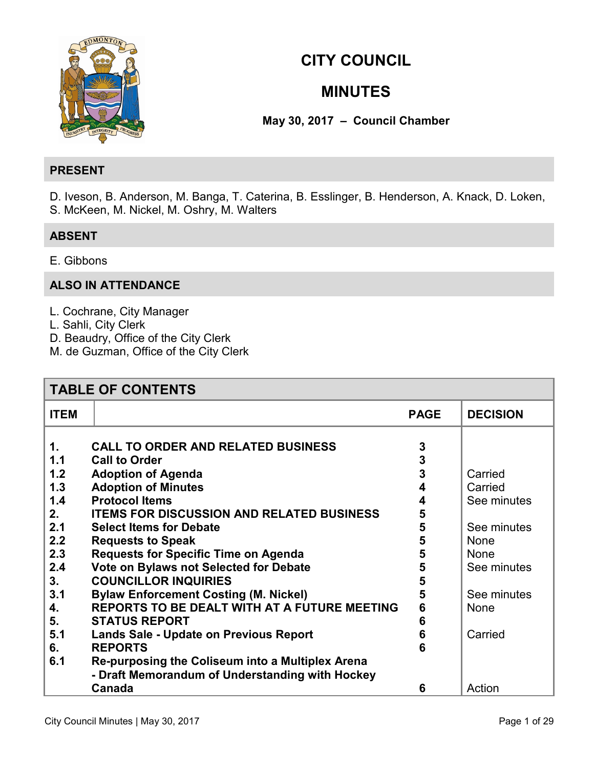# CITY COUNCIL

# MINUTES

**May 30, 2017 – Council Chamber**

## PRESENT

D. Iveson, B. Anderson, M. Banga, T. Caterina, B. Esslinger, B. Henderson, A. Knack, D. Loken, S. McKeen, M. Nickel, M. Oshry, M. Walters

## ABSENT

E. Gibbons

## ALSO IN ATTENDANCE

L. Cochrane, City Manager
L. Sahli, City Clerk
D. Beaudry, Office of the City Clerk
M. de Guzman, Office of the City Clerk

## TABLE OF CONTENTS

| ITEM | | PAGE | DECISION |
|---|---|---|---|
| 1. | **CALL TO ORDER AND RELATED BUSINESS** | 3 | |
| 1.1 | **Call to Order** | 3 | |
| 1.2 | **Adoption of Agenda** | 3 | Carried |
| 1.3 | **Adoption of Minutes** | 4 | Carried |
| 1.4 | **Protocol Items** | 4 | See minutes |
| 2. | **ITEMS FOR DISCUSSION AND RELATED BUSINESS** | 5 | |
| 2.1 | **Select Items for Debate** | 5 | See minutes |
| 2.2 | **Requests to Speak** | 5 | None |
| 2.3 | **Requests for Specific Time on Agenda** | 5 | None |
| 2.4 | **Vote on Bylaws not Selected for Debate** | 5 | See minutes |
| 3. | **COUNCILLOR INQUIRIES** | 5 | |
| 3.1 | **Bylaw Enforcement Costing (M. Nickel)** | 5 | See minutes |
| 4. | **REPORTS TO BE DEALT WITH AT A FUTURE MEETING** | 6 | None |
| 5. | **STATUS REPORT** | 6 | |
| 5.1 | **Lands Sale - Update on Previous Report** | 6 | Carried |
| 6. | **REPORTS** | 6 | |
| 6.1 | **Re-purposing the Coliseum into a Multiplex Arena - Draft Memorandum of Understanding with Hockey Canada** | 6 | Action |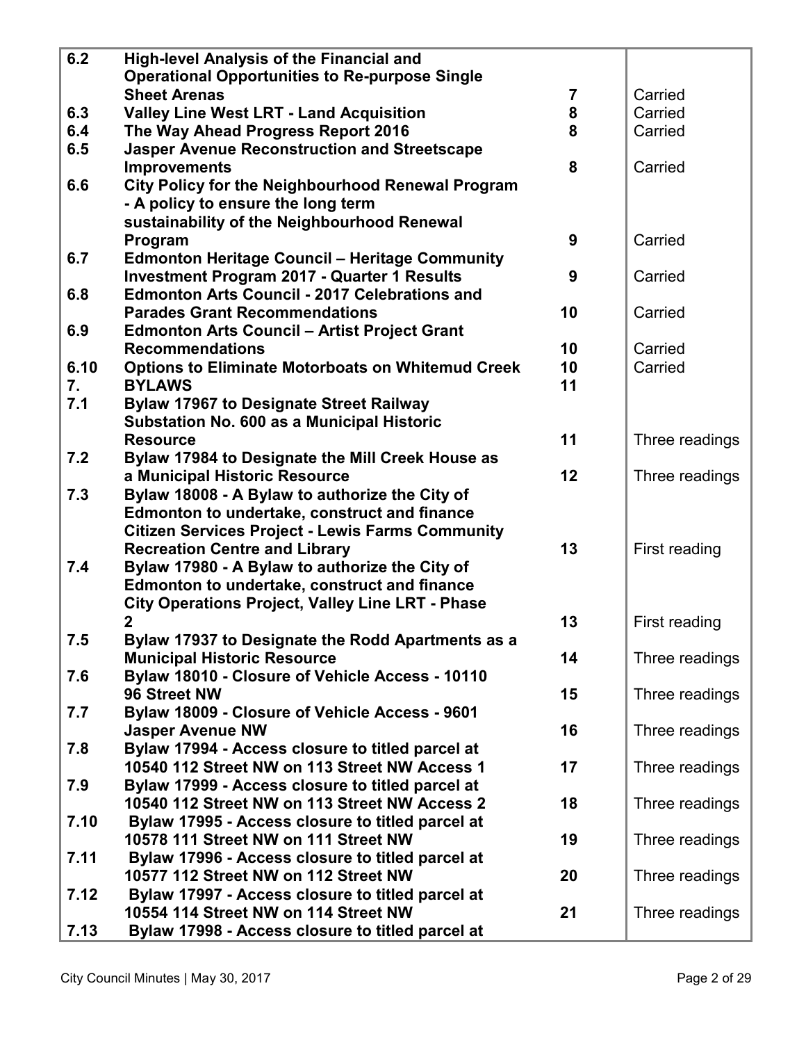| | | | |
|---|---|---|---|
| **6.2** | **High-level Analysis of the Financial and Operational Opportunities to Re-purpose Single Sheet Arenas** | **7** | Carried |
| **6.3** | **Valley Line West LRT - Land Acquisition** | **8** | Carried |
| **6.4** | **The Way Ahead Progress Report 2016** | **8** | Carried |
| **6.5** | **Jasper Avenue Reconstruction and Streetscape Improvements** | **8** | Carried |
| **6.6** | **City Policy for the Neighbourhood Renewal Program - A policy to ensure the long term sustainability of the Neighbourhood Renewal Program** | **9** | Carried |
| **6.7** | **Edmonton Heritage Council – Heritage Community Investment Program 2017 - Quarter 1 Results** | **9** | Carried |
| **6.8** | **Edmonton Arts Council - 2017 Celebrations and Parades Grant Recommendations** | **10** | Carried |
| **6.9** | **Edmonton Arts Council – Artist Project Grant Recommendations** | **10** | Carried |
| **6.10** | **Options to Eliminate Motorboats on Whitemud Creek** | **10** | Carried |
| **7.** | **BYLAWS** | **11** | |
| **7.1** | **Bylaw 17967 to Designate Street Railway Substation No. 600 as a Municipal Historic Resource** | **11** | Three readings |
| **7.2** | **Bylaw 17984 to Designate the Mill Creek House as a Municipal Historic Resource** | **12** | Three readings |
| **7.3** | **Bylaw 18008 - A Bylaw to authorize the City of Edmonton to undertake, construct and finance Citizen Services Project - Lewis Farms Community Recreation Centre and Library** | **13** | First reading |
| **7.4** | **Bylaw 17980 - A Bylaw to authorize the City of Edmonton to undertake, construct and finance City Operations Project, Valley Line LRT - Phase 2** | **13** | First reading |
| **7.5** | **Bylaw 17937 to Designate the Rodd Apartments as a Municipal Historic Resource** | **14** | Three readings |
| **7.6** | **Bylaw 18010 - Closure of Vehicle Access - 10110 96 Street NW** | **15** | Three readings |
| **7.7** | **Bylaw 18009 - Closure of Vehicle Access - 9601 Jasper Avenue NW** | **16** | Three readings |
| **7.8** | **Bylaw 17994 - Access closure to titled parcel at 10540 112 Street NW on 113 Street NW Access 1** | **17** | Three readings |
| **7.9** | **Bylaw 17999 - Access closure to titled parcel at 10540 112 Street NW on 113 Street NW Access 2** | **18** | Three readings |
| **7.10** | **Bylaw 17995 - Access closure to titled parcel at 10578 111 Street NW on 111 Street NW** | **19** | Three readings |
| **7.11** | **Bylaw 17996 - Access closure to titled parcel at 10577 112 Street NW on 112 Street NW** | **20** | Three readings |
| **7.12** | **Bylaw 17997 - Access closure to titled parcel at 10554 114 Street NW on 114 Street NW** | **21** | Three readings |
| **7.13** | **Bylaw 17998 - Access closure to titled parcel at** | | |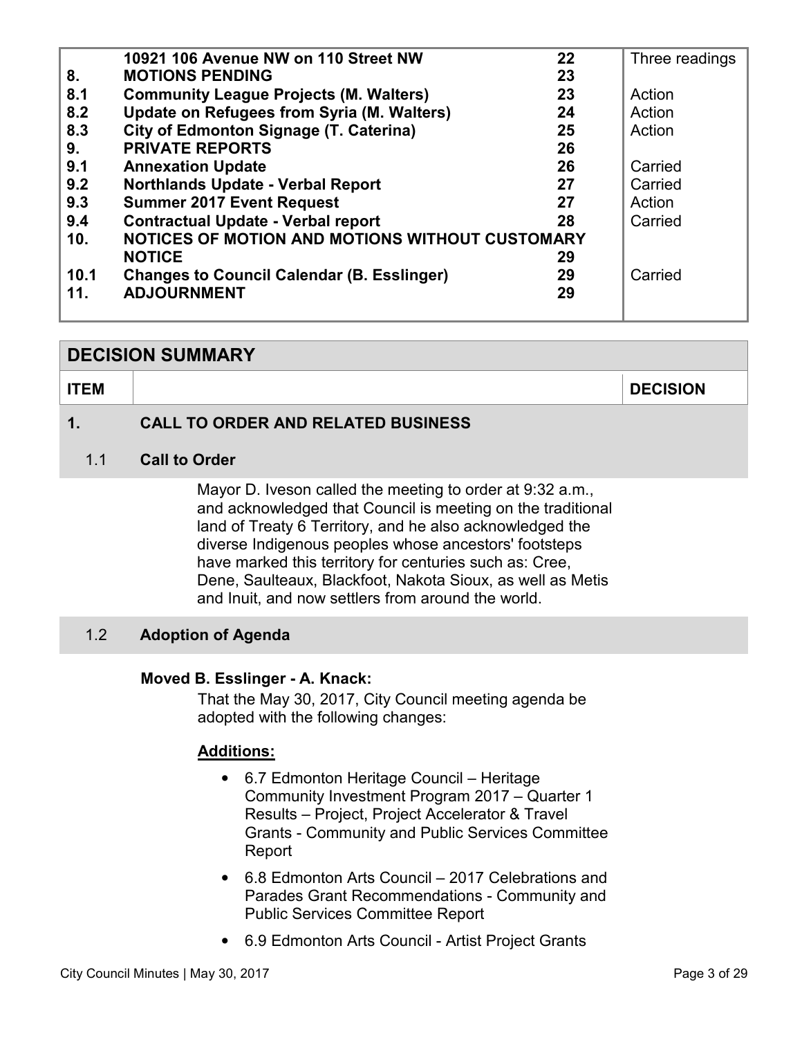| | | | |
|---|---|---|---|
| | **10921 106 Avenue NW on 110 Street NW** | **22** | Three readings |
| **8.** | **MOTIONS PENDING** | **23** | |
| **8.1** | **Community League Projects (M. Walters)** | **23** | Action |
| **8.2** | **Update on Refugees from Syria (M. Walters)** | **24** | Action |
| **8.3** | **City of Edmonton Signage (T. Caterina)** | **25** | Action |
| **9.** | **PRIVATE REPORTS** | **26** | |
| **9.1** | **Annexation Update** | **26** | Carried |
| **9.2** | **Northlands Update - Verbal Report** | **27** | Carried |
| **9.3** | **Summer 2017 Event Request** | **27** | Action |
| **9.4** | **Contractual Update - Verbal report** | **28** | Carried |
| **10.** | **NOTICES OF MOTION AND MOTIONS WITHOUT CUSTOMARY NOTICE** | **29** | |
| **10.1** | **Changes to Council Calendar (B. Esslinger)** | **29** | Carried |
| **11.** | **ADJOURNMENT** | **29** | |

## DECISION SUMMARY

| ITEM | | DECISION |
|---|---|---|

### 1. CALL TO ORDER AND RELATED BUSINESS

#### 1.1 Call to Order

Mayor D. Iveson called the meeting to order at 9:32 a.m., and acknowledged that Council is meeting on the traditional land of Treaty 6 Territory, and he also acknowledged the diverse Indigenous peoples whose ancestors' footsteps have marked this territory for centuries such as: Cree, Dene, Saulteaux, Blackfoot, Nakota Sioux, as well as Metis and Inuit, and now settlers from around the world.

#### 1.2 Adoption of Agenda

**Moved B. Esslinger - A. Knack:**

That the May 30, 2017, City Council meeting agenda be adopted with the following changes:

**Additions:**

- 6.7 Edmonton Heritage Council – Heritage Community Investment Program 2017 – Quarter 1 Results – Project, Project Accelerator & Travel Grants - Community and Public Services Committee Report
- 6.8 Edmonton Arts Council – 2017 Celebrations and Parades Grant Recommendations - Community and Public Services Committee Report
- 6.9 Edmonton Arts Council - Artist Project Grants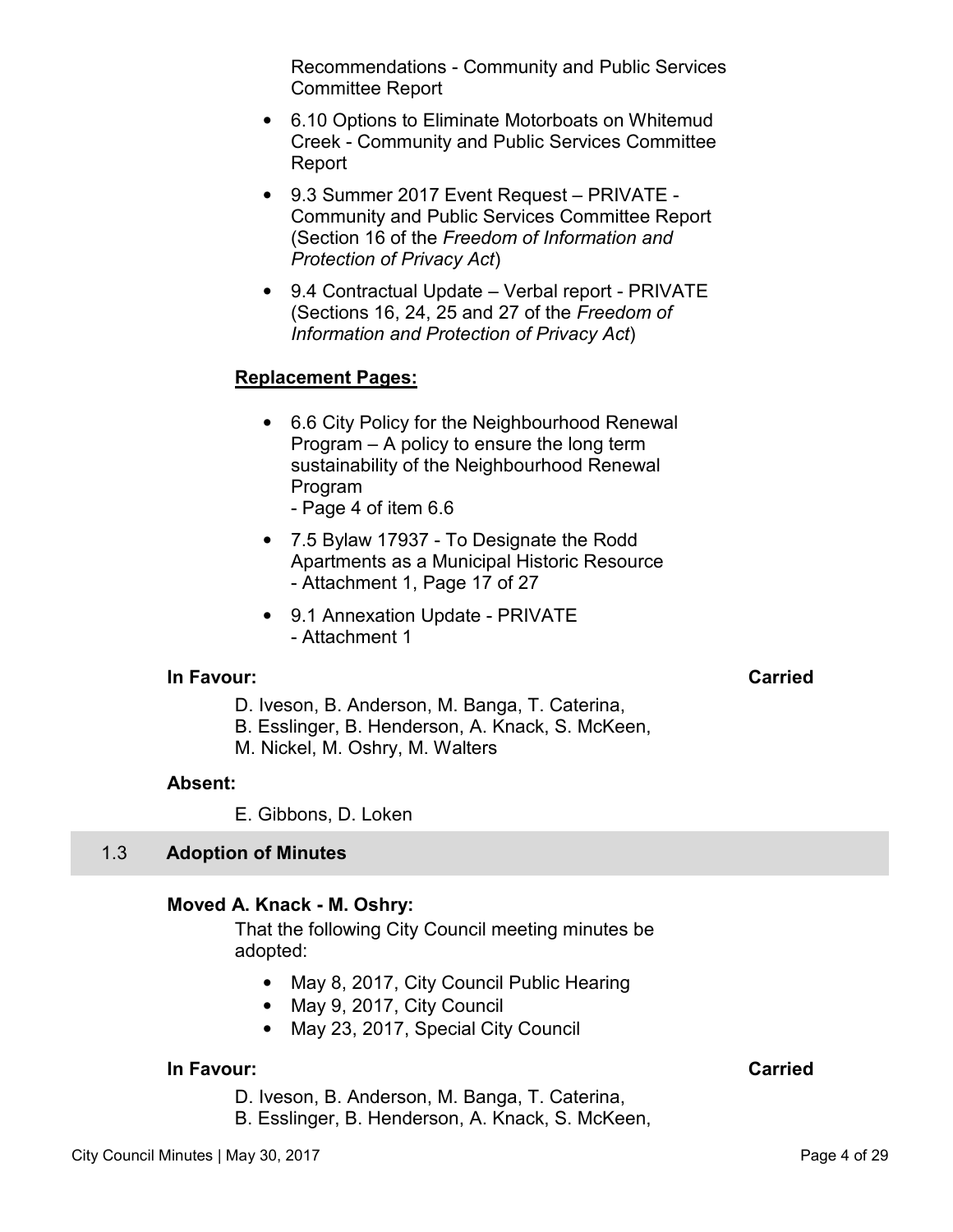Recommendations - Community and Public Services Committee Report

- 6.10 Options to Eliminate Motorboats on Whitemud Creek - Community and Public Services Committee Report
- 9.3 Summer 2017 Event Request – PRIVATE - Community and Public Services Committee Report (Section 16 of the *Freedom of Information and Protection of Privacy Act*)
- 9.4 Contractual Update – Verbal report - PRIVATE (Sections 16, 24, 25 and 27 of the *Freedom of Information and Protection of Privacy Act*)

**Replacement Pages:**

- 6.6 City Policy for the Neighbourhood Renewal Program – A policy to ensure the long term sustainability of the Neighbourhood Renewal Program
  - Page 4 of item 6.6
- 7.5 Bylaw 17937 - To Designate the Rodd Apartments as a Municipal Historic Resource
  - Attachment 1, Page 17 of 27
- 9.1 Annexation Update - PRIVATE
  - Attachment 1

**In Favour:** **Carried**

D. Iveson, B. Anderson, M. Banga, T. Caterina, B. Esslinger, B. Henderson, A. Knack, S. McKeen, M. Nickel, M. Oshry, M. Walters

**Absent:**

E. Gibbons, D. Loken

## 1.3 Adoption of Minutes

**Moved A. Knack - M. Oshry:**

That the following City Council meeting minutes be adopted:

- May 8, 2017, City Council Public Hearing
- May 9, 2017, City Council
- May 23, 2017, Special City Council

**In Favour:** **Carried**

D. Iveson, B. Anderson, M. Banga, T. Caterina, B. Esslinger, B. Henderson, A. Knack, S. McKeen,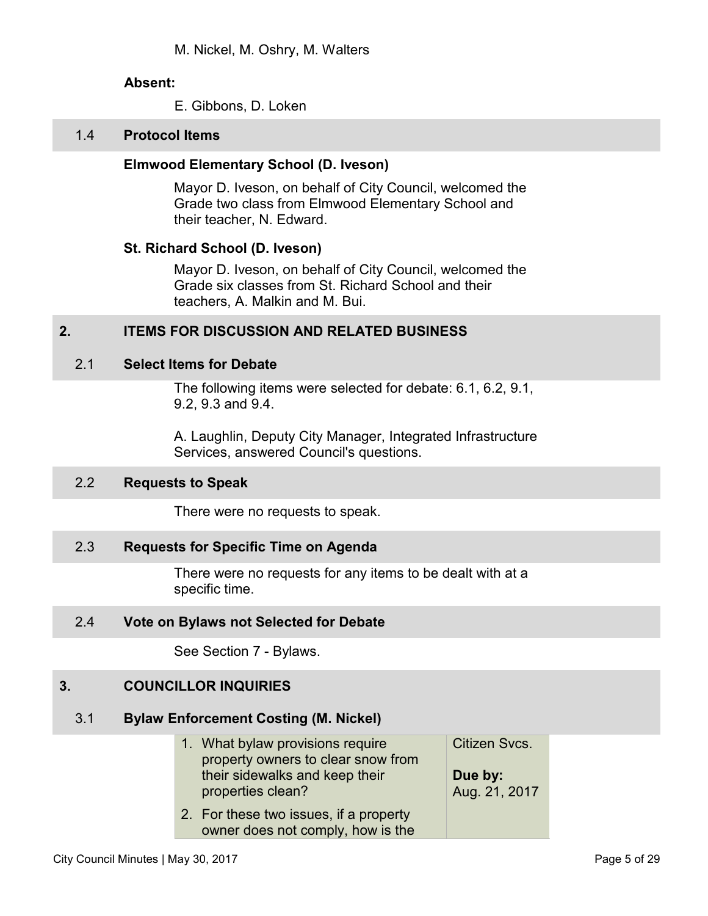M. Nickel, M. Oshry, M. Walters

**Absent:**

E. Gibbons, D. Loken

### 1.4 Protocol Items

**Elmwood Elementary School (D. Iveson)**

Mayor D. Iveson, on behalf of City Council, welcomed the Grade two class from Elmwood Elementary School and their teacher, N. Edward.

**St. Richard School (D. Iveson)**

Mayor D. Iveson, on behalf of City Council, welcomed the Grade six classes from St. Richard School and their teachers, A. Malkin and M. Bui.

## 2. ITEMS FOR DISCUSSION AND RELATED BUSINESS

### 2.1 Select Items for Debate

The following items were selected for debate: 6.1, 6.2, 9.1, 9.2, 9.3 and 9.4.

A. Laughlin, Deputy City Manager, Integrated Infrastructure Services, answered Council's questions.

### 2.2 Requests to Speak

There were no requests to speak.

### 2.3 Requests for Specific Time on Agenda

There were no requests for any items to be dealt with at a specific time.

### 2.4 Vote on Bylaws not Selected for Debate

See Section 7 - Bylaws.

## 3. COUNCILLOR INQUIRIES

### 3.1 Bylaw Enforcement Costing (M. Nickel)

| | |
|---|---|
| 1. What bylaw provisions require property owners to clear snow from their sidewalks and keep their properties clean?<br>2. For these two issues, if a property owner does not comply, how is the | Citizen Svcs.<br><br>**Due by:**<br>Aug. 21, 2017 |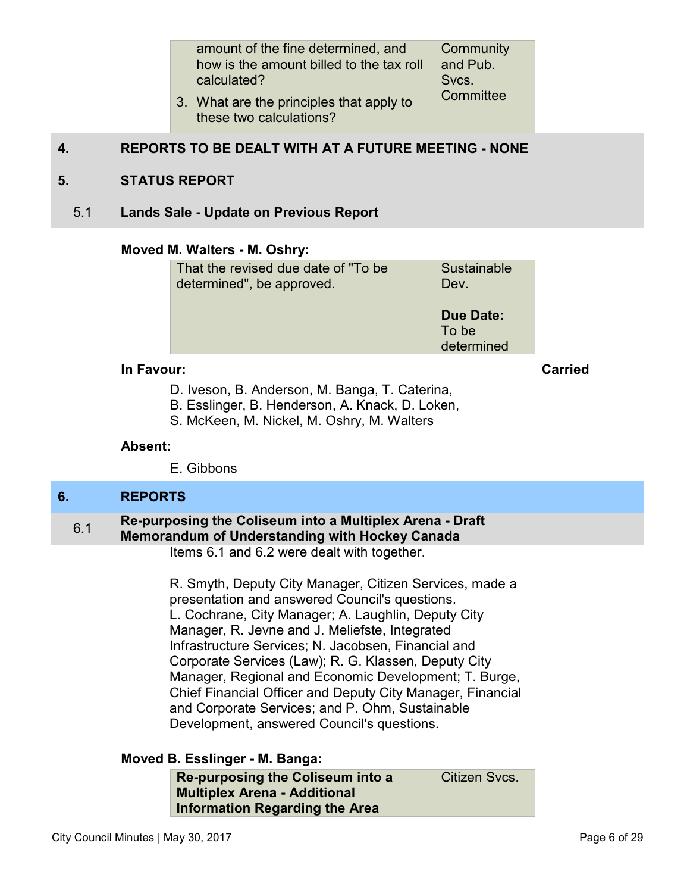| | |
|---|---|
| amount of the fine determined, and how is the amount billed to the tax roll calculated?<br>3. What are the principles that apply to these two calculations? | Community and Pub. Svcs. Committee |

## 4. REPORTS TO BE DEALT WITH AT A FUTURE MEETING - NONE

## 5. STATUS REPORT

### 5.1 Lands Sale - Update on Previous Report

**Moved M. Walters - M. Oshry:**

| | |
|---|---|
| That the revised due date of "To be determined", be approved. | Sustainable Dev.<br><br>**Due Date:** To be determined |

**In Favour:** **Carried**

D. Iveson, B. Anderson, M. Banga, T. Caterina, B. Esslinger, B. Henderson, A. Knack, D. Loken, S. McKeen, M. Nickel, M. Oshry, M. Walters

**Absent:**

E. Gibbons

## 6. REPORTS

### 6.1 Re-purposing the Coliseum into a Multiplex Arena - Draft Memorandum of Understanding with Hockey Canada

Items 6.1 and 6.2 were dealt with together.

R. Smyth, Deputy City Manager, Citizen Services, made a presentation and answered Council's questions. L. Cochrane, City Manager; A. Laughlin, Deputy City Manager, R. Jevne and J. Meliefste, Integrated Infrastructure Services; N. Jacobsen, Financial and Corporate Services (Law); R. G. Klassen, Deputy City Manager, Regional and Economic Development; T. Burge, Chief Financial Officer and Deputy City Manager, Financial and Corporate Services; and P. Ohm, Sustainable Development, answered Council's questions.

**Moved B. Esslinger - M. Banga:**

| | |
|---|---|
| **Re-purposing the Coliseum into a Multiplex Arena - Additional Information Regarding the Area** | Citizen Svcs. |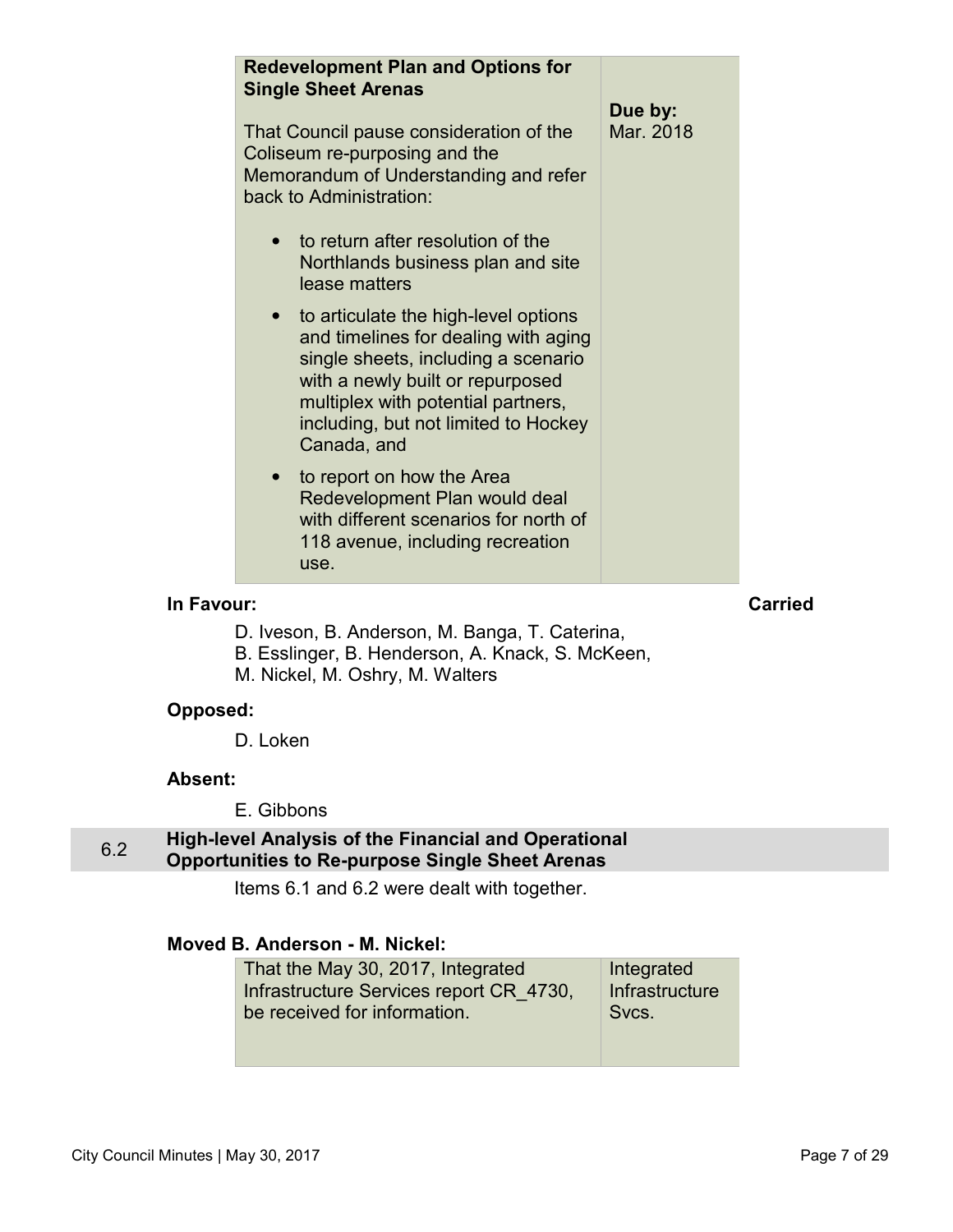| **Redevelopment Plan and Options for Single Sheet Arenas**<br><br>That Council pause consideration of the Coliseum re-purposing and the Memorandum of Understanding and refer back to Administration:<br><br>• to return after resolution of the Northlands business plan and site lease matters<br>• to articulate the high-level options and timelines for dealing with aging single sheets, including a scenario with a newly built or repurposed multiplex with potential partners, including, but not limited to Hockey Canada, and<br>• to report on how the Area Redevelopment Plan would deal with different scenarios for north of 118 avenue, including recreation use. | **Due by:**<br>Mar. 2018 |
|---|---|

**In Favour:** **Carried**

D. Iveson, B. Anderson, M. Banga, T. Caterina,
B. Esslinger, B. Henderson, A. Knack, S. McKeen,
M. Nickel, M. Oshry, M. Walters

**Opposed:**

D. Loken

**Absent:**

E. Gibbons

## 6.2 High-level Analysis of the Financial and Operational Opportunities to Re-purpose Single Sheet Arenas

Items 6.1 and 6.2 were dealt with together.

**Moved B. Anderson - M. Nickel:**

| That the May 30, 2017, Integrated Infrastructure Services report CR_4730, be received for information. | Integrated Infrastructure Svcs. |
|---|---|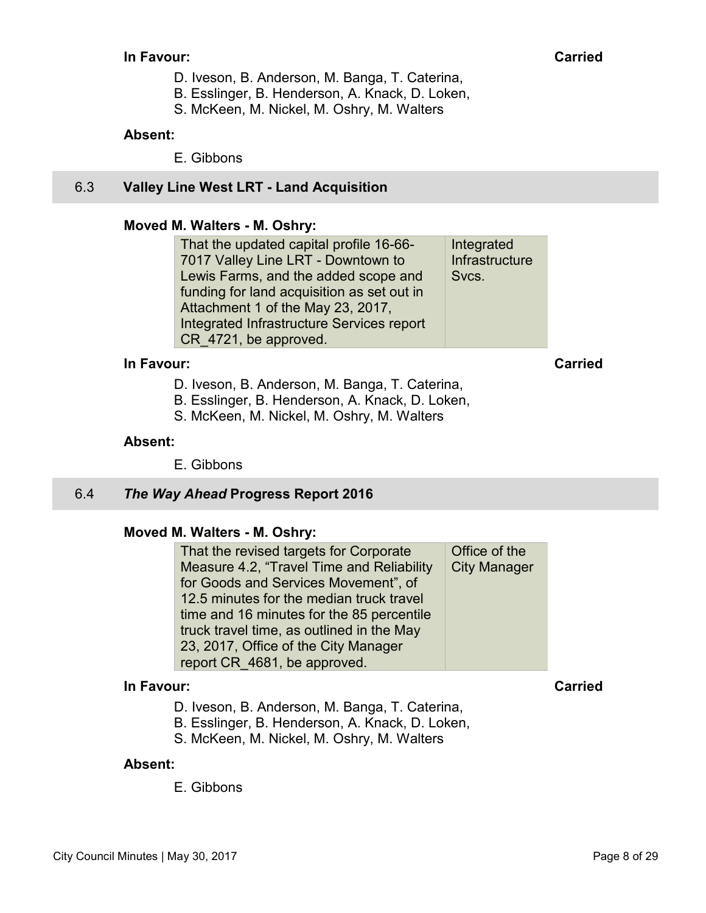**In Favour:** **Carried**

D. Iveson, B. Anderson, M. Banga, T. Caterina,
B. Esslinger, B. Henderson, A. Knack, D. Loken,
S. McKeen, M. Nickel, M. Oshry, M. Walters

**Absent:**

E. Gibbons

## 6.3 Valley Line West LRT - Land Acquisition

**Moved M. Walters - M. Oshry:**

| | |
|---|---|
| That the updated capital profile 16-66-7017 Valley Line LRT - Downtown to Lewis Farms, and the added scope and funding for land acquisition as set out in Attachment 1 of the May 23, 2017, Integrated Infrastructure Services report CR_4721, be approved. | Integrated Infrastructure Svcs. |

**In Favour:** **Carried**

D. Iveson, B. Anderson, M. Banga, T. Caterina,
B. Esslinger, B. Henderson, A. Knack, D. Loken,
S. McKeen, M. Nickel, M. Oshry, M. Walters

**Absent:**

E. Gibbons

## 6.4 *The Way Ahead* Progress Report 2016

**Moved M. Walters - M. Oshry:**

| | |
|---|---|
| That the revised targets for Corporate Measure 4.2, "Travel Time and Reliability for Goods and Services Movement", of 12.5 minutes for the median truck travel time and 16 minutes for the 85 percentile truck travel time, as outlined in the May 23, 2017, Office of the City Manager report CR_4681, be approved. | Office of the City Manager |

**In Favour:** **Carried**

D. Iveson, B. Anderson, M. Banga, T. Caterina,
B. Esslinger, B. Henderson, A. Knack, D. Loken,
S. McKeen, M. Nickel, M. Oshry, M. Walters

**Absent:**

E. Gibbons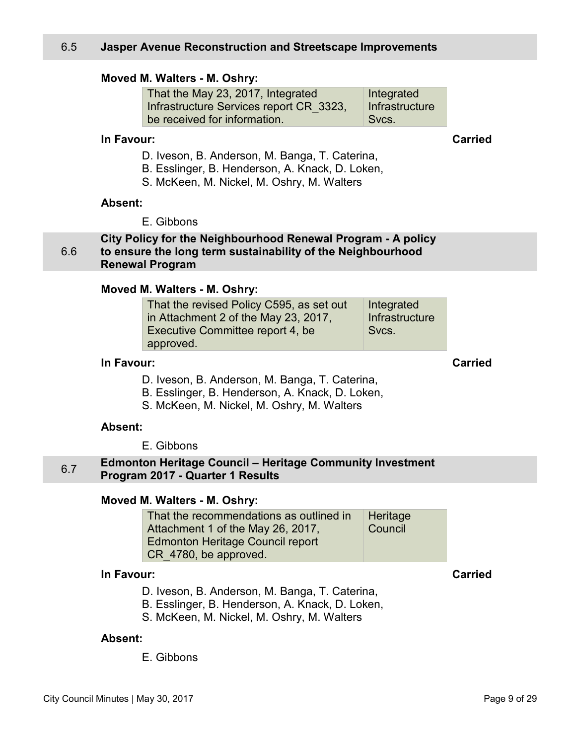## 6.5 Jasper Avenue Reconstruction and Streetscape Improvements

**Moved M. Walters - M. Oshry:**

| | |
|---|---|
| That the May 23, 2017, Integrated Infrastructure Services report CR_3323, be received for information. | Integrated Infrastructure Svcs. |

**In Favour:** **Carried**

D. Iveson, B. Anderson, M. Banga, T. Caterina, B. Esslinger, B. Henderson, A. Knack, D. Loken, S. McKeen, M. Nickel, M. Oshry, M. Walters

**Absent:**

E. Gibbons

## 6.6 City Policy for the Neighbourhood Renewal Program - A policy to ensure the long term sustainability of the Neighbourhood Renewal Program

**Moved M. Walters - M. Oshry:**

| | |
|---|---|
| That the revised Policy C595, as set out in Attachment 2 of the May 23, 2017, Executive Committee report 4, be approved. | Integrated Infrastructure Svcs. |

**In Favour:** **Carried**

D. Iveson, B. Anderson, M. Banga, T. Caterina, B. Esslinger, B. Henderson, A. Knack, D. Loken, S. McKeen, M. Nickel, M. Oshry, M. Walters

**Absent:**

E. Gibbons

## 6.7 Edmonton Heritage Council – Heritage Community Investment Program 2017 - Quarter 1 Results

**Moved M. Walters - M. Oshry:**

| | |
|---|---|
| That the recommendations as outlined in Attachment 1 of the May 26, 2017, Edmonton Heritage Council report CR_4780, be approved. | Heritage Council |

**In Favour:** **Carried**

D. Iveson, B. Anderson, M. Banga, T. Caterina, B. Esslinger, B. Henderson, A. Knack, D. Loken, S. McKeen, M. Nickel, M. Oshry, M. Walters

**Absent:**

E. Gibbons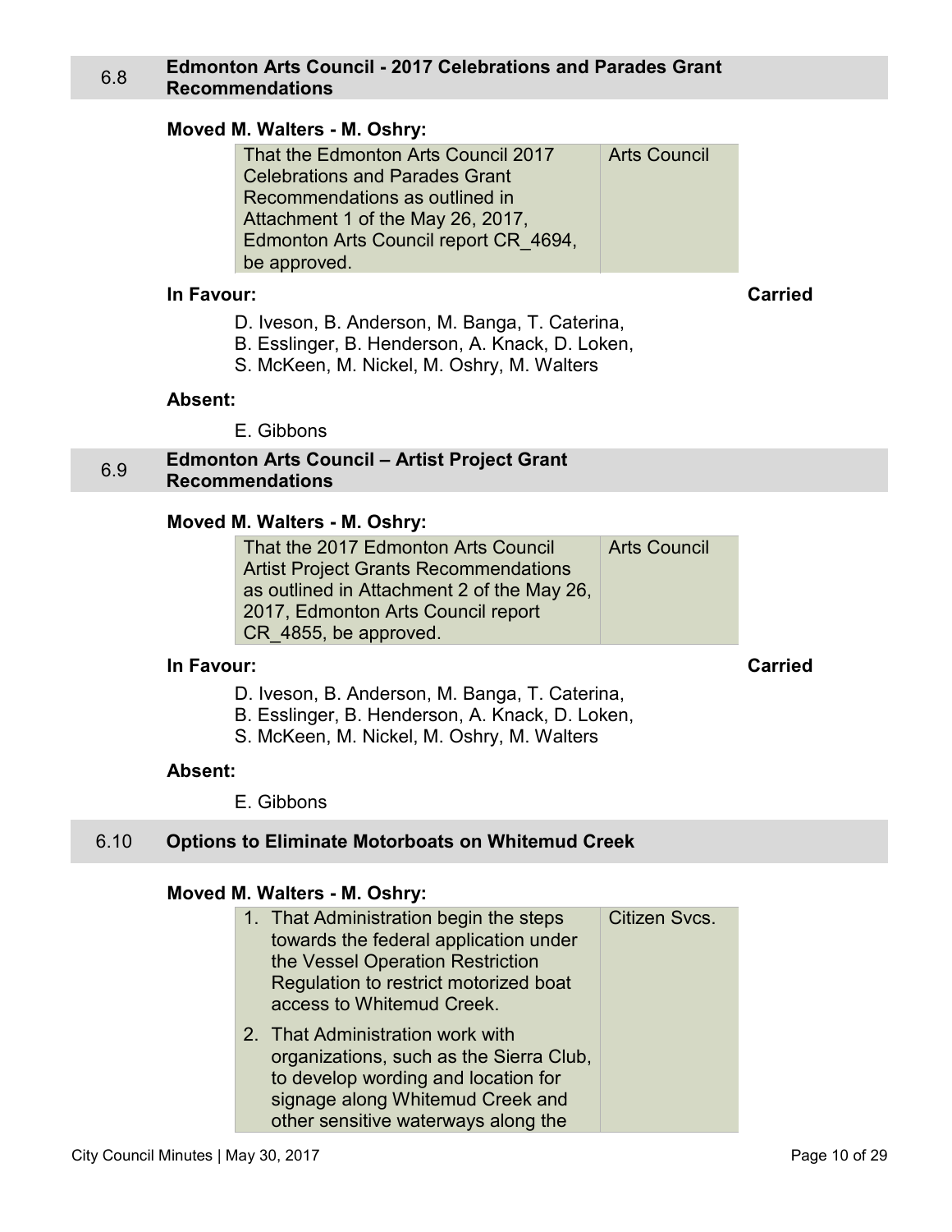## 6.8 Edmonton Arts Council - 2017 Celebrations and Parades Grant Recommendations

**Moved M. Walters - M. Oshry:**

| | |
|---|---|
| That the Edmonton Arts Council 2017 Celebrations and Parades Grant Recommendations as outlined in Attachment 1 of the May 26, 2017, Edmonton Arts Council report CR_4694, be approved. | Arts Council |

**In Favour:** **Carried**

D. Iveson, B. Anderson, M. Banga, T. Caterina, B. Esslinger, B. Henderson, A. Knack, D. Loken, S. McKeen, M. Nickel, M. Oshry, M. Walters

**Absent:**

E. Gibbons

## 6.9 Edmonton Arts Council – Artist Project Grant Recommendations

**Moved M. Walters - M. Oshry:**

| | |
|---|---|
| That the 2017 Edmonton Arts Council Artist Project Grants Recommendations as outlined in Attachment 2 of the May 26, 2017, Edmonton Arts Council report CR_4855, be approved. | Arts Council |

**In Favour:** **Carried**

D. Iveson, B. Anderson, M. Banga, T. Caterina, B. Esslinger, B. Henderson, A. Knack, D. Loken, S. McKeen, M. Nickel, M. Oshry, M. Walters

**Absent:**

E. Gibbons

## 6.10 Options to Eliminate Motorboats on Whitemud Creek

**Moved M. Walters - M. Oshry:**

| | |
|---|---|
| 1. That Administration begin the steps towards the federal application under the Vessel Operation Restriction Regulation to restrict motorized boat access to Whitemud Creek.<br>2. That Administration work with organizations, such as the Sierra Club, to develop wording and location for signage along Whitemud Creek and other sensitive waterways along the | Citizen Svcs. |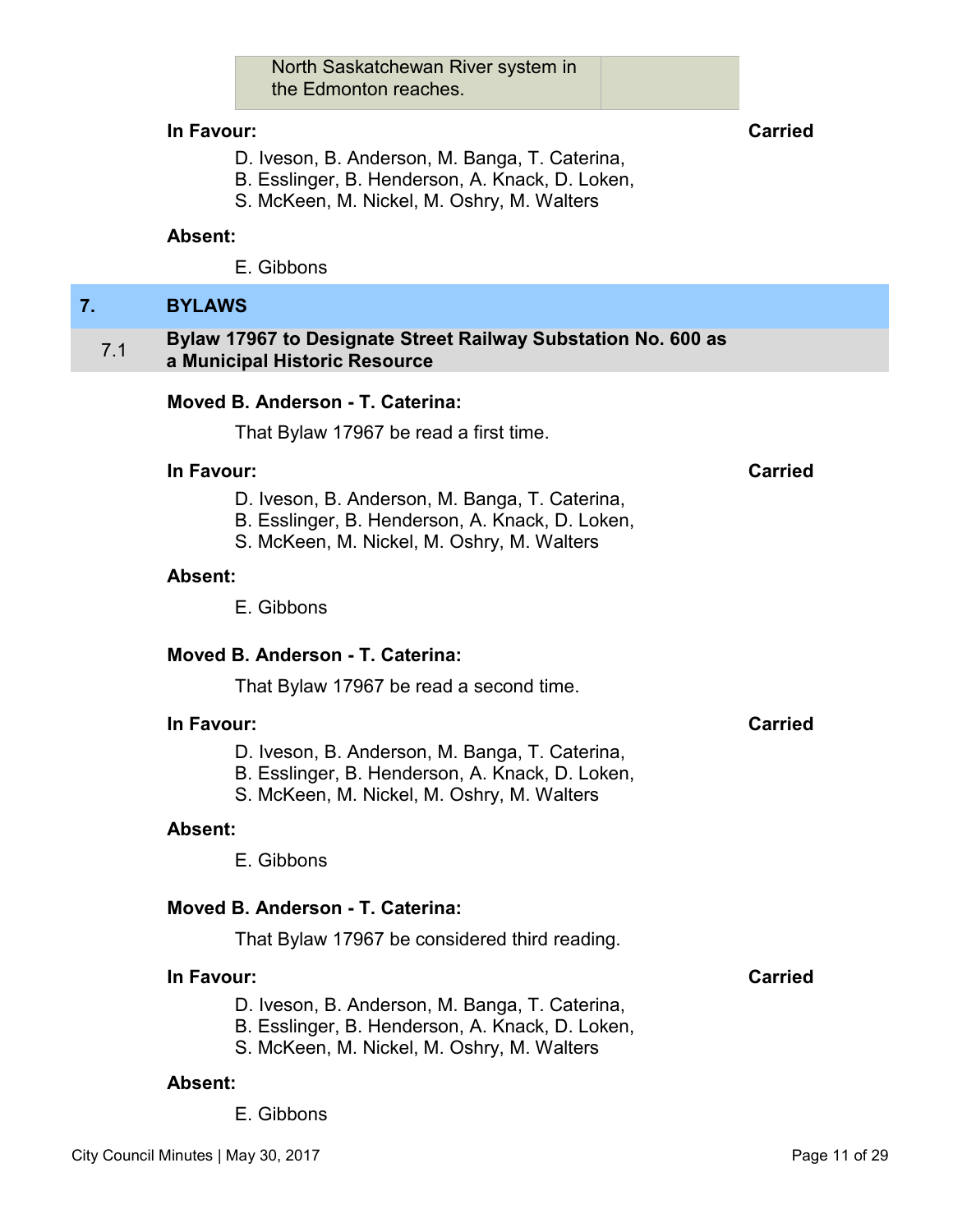| North Saskatchewan River system in the Edmonton reaches. | |
|---|---|

**In Favour:** **Carried**

D. Iveson, B. Anderson, M. Banga, T. Caterina, B. Esslinger, B. Henderson, A. Knack, D. Loken, S. McKeen, M. Nickel, M. Oshry, M. Walters

**Absent:**

E. Gibbons

## 7. BYLAWS

### 7.1 Bylaw 17967 to Designate Street Railway Substation No. 600 as a Municipal Historic Resource

**Moved B. Anderson - T. Caterina:**

That Bylaw 17967 be read a first time.

**In Favour:** **Carried**

D. Iveson, B. Anderson, M. Banga, T. Caterina, B. Esslinger, B. Henderson, A. Knack, D. Loken, S. McKeen, M. Nickel, M. Oshry, M. Walters

**Absent:**

E. Gibbons

**Moved B. Anderson - T. Caterina:**

That Bylaw 17967 be read a second time.

**In Favour:** **Carried**

D. Iveson, B. Anderson, M. Banga, T. Caterina, B. Esslinger, B. Henderson, A. Knack, D. Loken, S. McKeen, M. Nickel, M. Oshry, M. Walters

**Absent:**

E. Gibbons

**Moved B. Anderson - T. Caterina:**

That Bylaw 17967 be considered third reading.

**In Favour:** **Carried**

D. Iveson, B. Anderson, M. Banga, T. Caterina, B. Esslinger, B. Henderson, A. Knack, D. Loken, S. McKeen, M. Nickel, M. Oshry, M. Walters

**Absent:**

E. Gibbons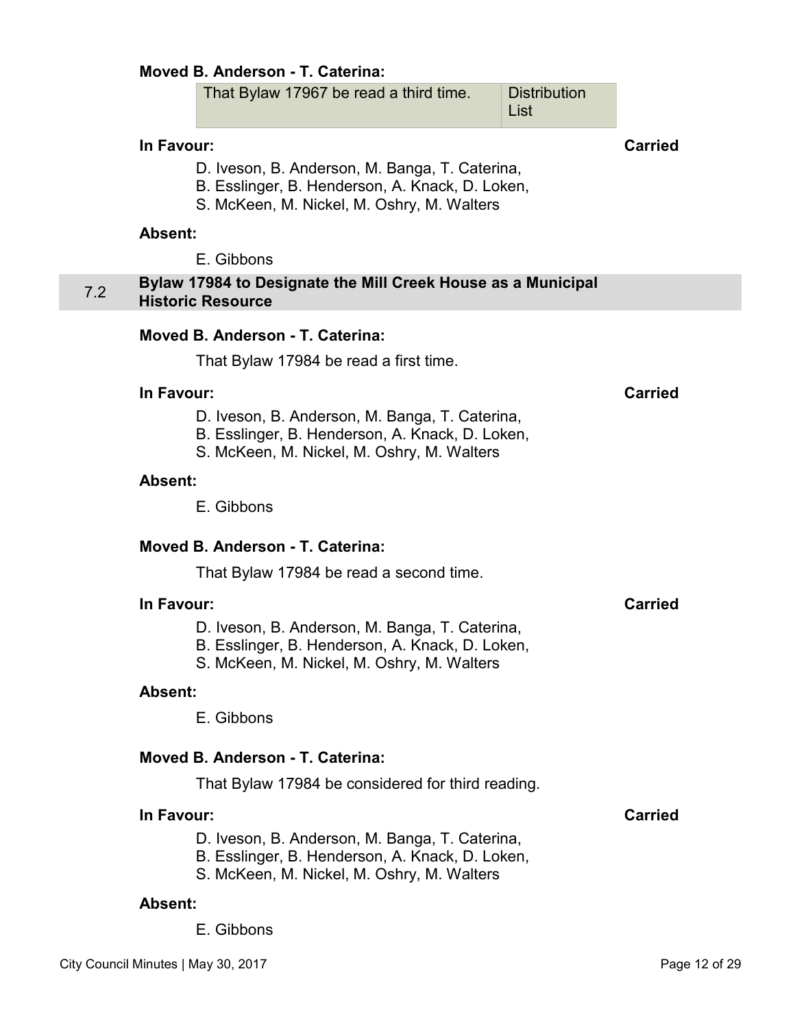**Moved B. Anderson - T. Caterina:**

| That Bylaw 17967 be read a third time. | Distribution List |
|---|---|

**In Favour:** **Carried**

D. Iveson, B. Anderson, M. Banga, T. Caterina,
B. Esslinger, B. Henderson, A. Knack, D. Loken,
S. McKeen, M. Nickel, M. Oshry, M. Walters

**Absent:**

E. Gibbons

## 7.2 Bylaw 17984 to Designate the Mill Creek House as a Municipal Historic Resource

**Moved B. Anderson - T. Caterina:**

That Bylaw 17984 be read a first time.

**In Favour:** **Carried**

D. Iveson, B. Anderson, M. Banga, T. Caterina,
B. Esslinger, B. Henderson, A. Knack, D. Loken,
S. McKeen, M. Nickel, M. Oshry, M. Walters

**Absent:**

E. Gibbons

**Moved B. Anderson - T. Caterina:**

That Bylaw 17984 be read a second time.

**In Favour:** **Carried**

D. Iveson, B. Anderson, M. Banga, T. Caterina,
B. Esslinger, B. Henderson, A. Knack, D. Loken,
S. McKeen, M. Nickel, M. Oshry, M. Walters

**Absent:**

E. Gibbons

**Moved B. Anderson - T. Caterina:**

That Bylaw 17984 be considered for third reading.

**In Favour:** **Carried**

D. Iveson, B. Anderson, M. Banga, T. Caterina,
B. Esslinger, B. Henderson, A. Knack, D. Loken,
S. McKeen, M. Nickel, M. Oshry, M. Walters

**Absent:**

E. Gibbons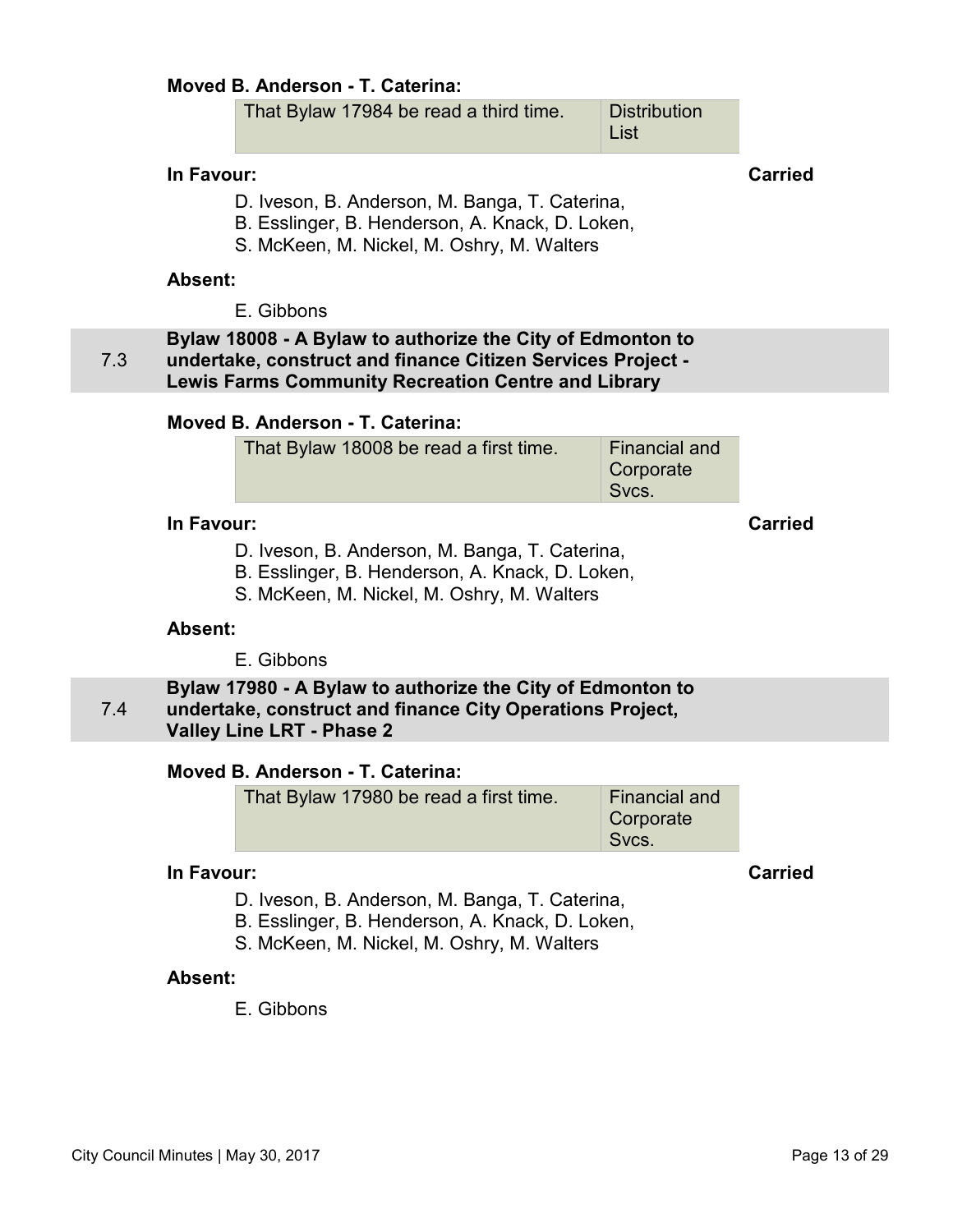**Moved B. Anderson - T. Caterina:**

| That Bylaw 17984 be read a third time. | Distribution List |
|---|---|

**In Favour:** **Carried**

D. Iveson, B. Anderson, M. Banga, T. Caterina,
B. Esslinger, B. Henderson, A. Knack, D. Loken,
S. McKeen, M. Nickel, M. Oshry, M. Walters

**Absent:**

E. Gibbons

## 7.3 Bylaw 18008 - A Bylaw to authorize the City of Edmonton to undertake, construct and finance Citizen Services Project - Lewis Farms Community Recreation Centre and Library

**Moved B. Anderson - T. Caterina:**

| That Bylaw 18008 be read a first time. | Financial and Corporate Svcs. |
|---|---|

**In Favour:** **Carried**

D. Iveson, B. Anderson, M. Banga, T. Caterina,
B. Esslinger, B. Henderson, A. Knack, D. Loken,
S. McKeen, M. Nickel, M. Oshry, M. Walters

**Absent:**

E. Gibbons

## 7.4 Bylaw 17980 - A Bylaw to authorize the City of Edmonton to undertake, construct and finance City Operations Project, Valley Line LRT - Phase 2

**Moved B. Anderson - T. Caterina:**

| That Bylaw 17980 be read a first time. | Financial and Corporate Svcs. |
|---|---|

**In Favour:** **Carried**

D. Iveson, B. Anderson, M. Banga, T. Caterina,
B. Esslinger, B. Henderson, A. Knack, D. Loken,
S. McKeen, M. Nickel, M. Oshry, M. Walters

**Absent:**

E. Gibbons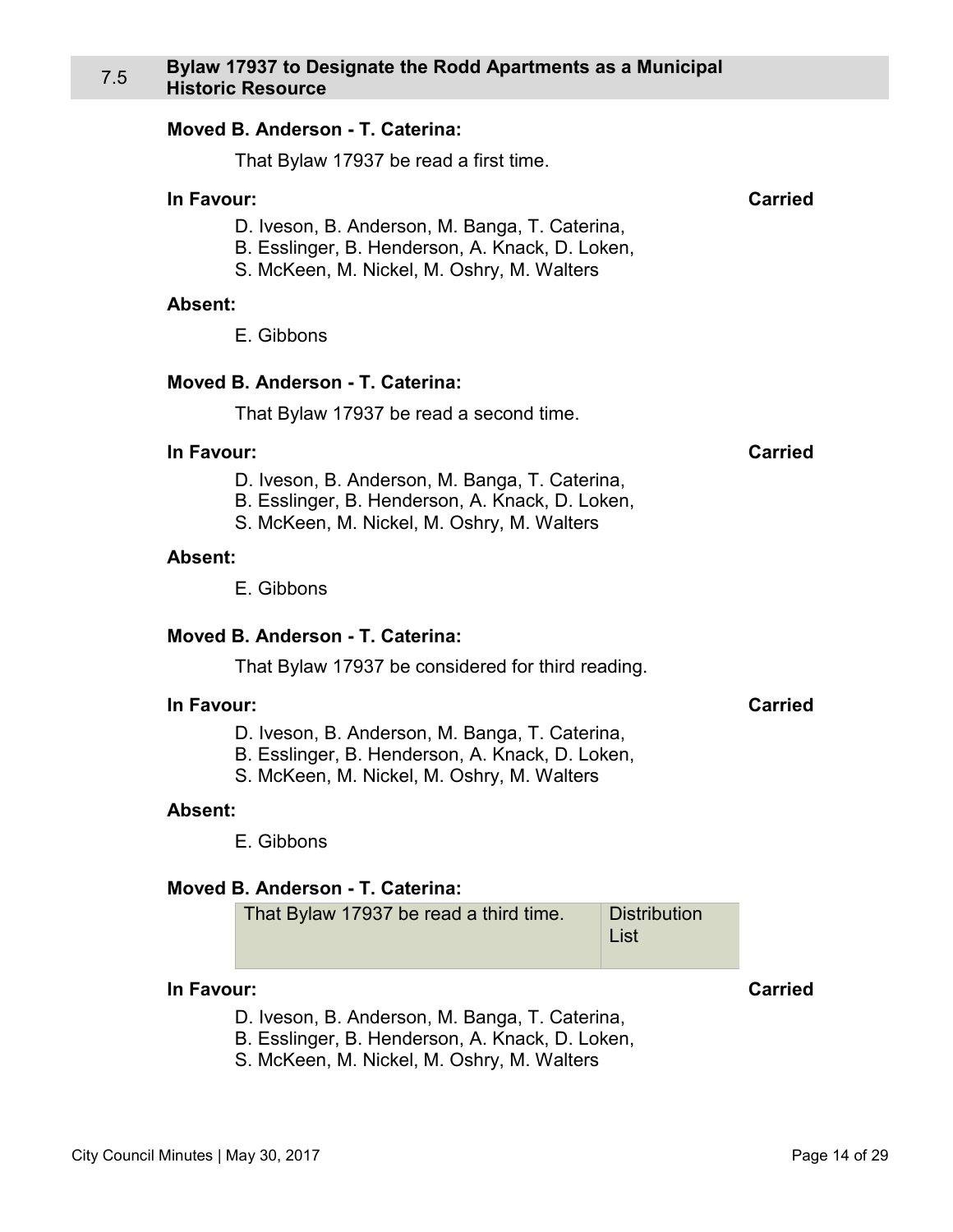## 7.5 Bylaw 17937 to Designate the Rodd Apartments as a Municipal Historic Resource

**Moved B. Anderson - T. Caterina:**

That Bylaw 17937 be read a first time.

**In Favour:** **Carried**

D. Iveson, B. Anderson, M. Banga, T. Caterina,
B. Esslinger, B. Henderson, A. Knack, D. Loken,
S. McKeen, M. Nickel, M. Oshry, M. Walters

**Absent:**

E. Gibbons

**Moved B. Anderson - T. Caterina:**

That Bylaw 17937 be read a second time.

**In Favour:** **Carried**

D. Iveson, B. Anderson, M. Banga, T. Caterina,
B. Esslinger, B. Henderson, A. Knack, D. Loken,
S. McKeen, M. Nickel, M. Oshry, M. Walters

**Absent:**

E. Gibbons

**Moved B. Anderson - T. Caterina:**

That Bylaw 17937 be considered for third reading.

**In Favour:** **Carried**

D. Iveson, B. Anderson, M. Banga, T. Caterina,
B. Esslinger, B. Henderson, A. Knack, D. Loken,
S. McKeen, M. Nickel, M. Oshry, M. Walters

**Absent:**

E. Gibbons

**Moved B. Anderson - T. Caterina:**

| That Bylaw 17937 be read a third time. | Distribution List |
|---|---|

**In Favour:** **Carried**

D. Iveson, B. Anderson, M. Banga, T. Caterina,
B. Esslinger, B. Henderson, A. Knack, D. Loken,
S. McKeen, M. Nickel, M. Oshry, M. Walters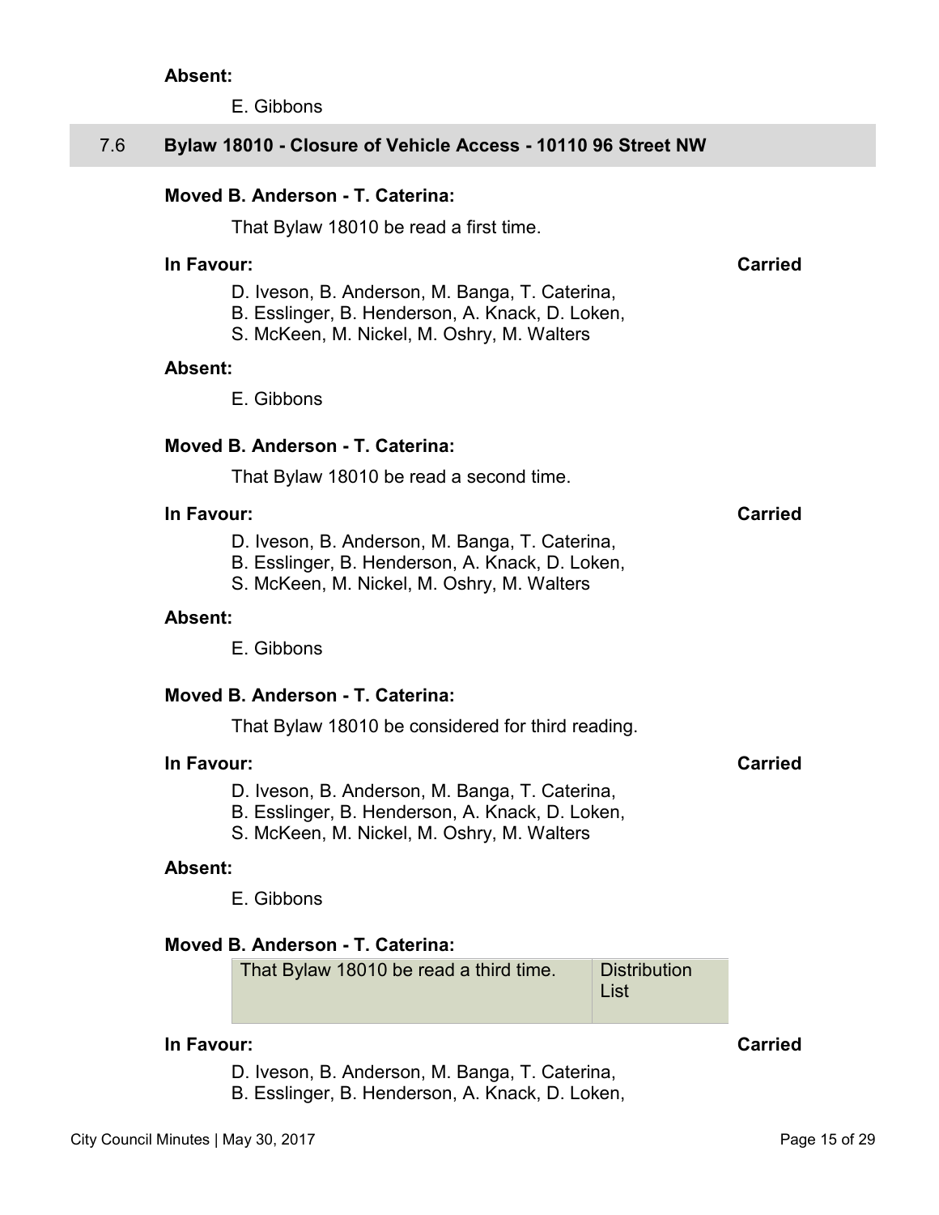**Absent:**

E. Gibbons

## 7.6 Bylaw 18010 - Closure of Vehicle Access - 10110 96 Street NW

**Moved B. Anderson - T. Caterina:**

That Bylaw 18010 be read a first time.

**In Favour:** **Carried**

D. Iveson, B. Anderson, M. Banga, T. Caterina,
B. Esslinger, B. Henderson, A. Knack, D. Loken,
S. McKeen, M. Nickel, M. Oshry, M. Walters

**Absent:**

E. Gibbons

**Moved B. Anderson - T. Caterina:**

That Bylaw 18010 be read a second time.

**In Favour:** **Carried**

D. Iveson, B. Anderson, M. Banga, T. Caterina,
B. Esslinger, B. Henderson, A. Knack, D. Loken,
S. McKeen, M. Nickel, M. Oshry, M. Walters

**Absent:**

E. Gibbons

**Moved B. Anderson - T. Caterina:**

That Bylaw 18010 be considered for third reading.

**In Favour:** **Carried**

D. Iveson, B. Anderson, M. Banga, T. Caterina,
B. Esslinger, B. Henderson, A. Knack, D. Loken,
S. McKeen, M. Nickel, M. Oshry, M. Walters

**Absent:**

E. Gibbons

**Moved B. Anderson - T. Caterina:**

| That Bylaw 18010 be read a third time. | Distribution List |
|---|---|

**In Favour:** **Carried**

D. Iveson, B. Anderson, M. Banga, T. Caterina,
B. Esslinger, B. Henderson, A. Knack, D. Loken,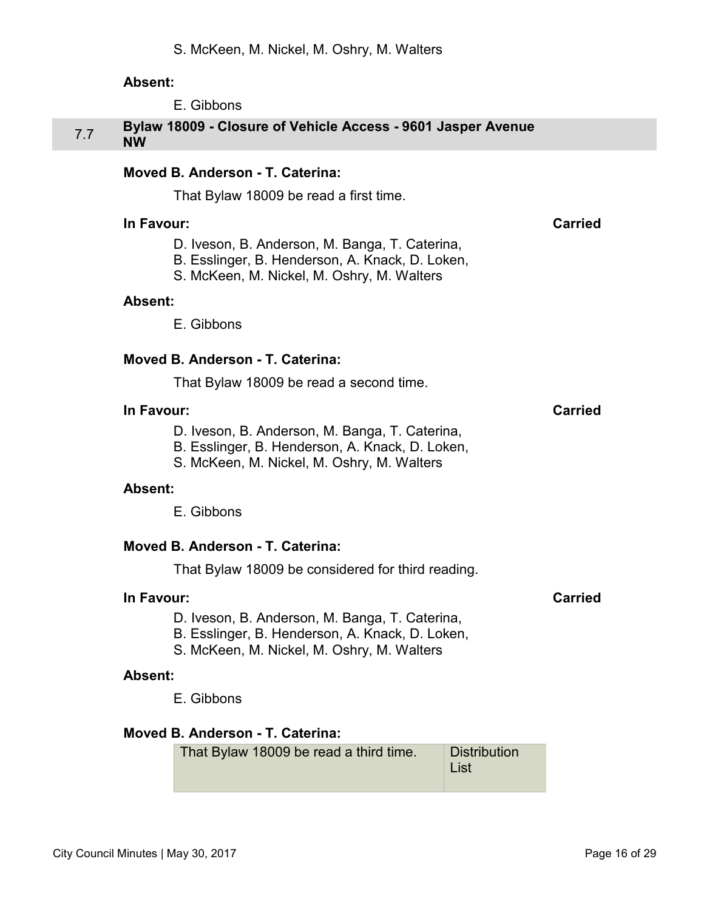S. McKeen, M. Nickel, M. Oshry, M. Walters

**Absent:**

E. Gibbons

## 7.7 Bylaw 18009 - Closure of Vehicle Access - 9601 Jasper Avenue NW

**Moved B. Anderson - T. Caterina:**

That Bylaw 18009 be read a first time.

**In Favour:** **Carried**

D. Iveson, B. Anderson, M. Banga, T. Caterina,
B. Esslinger, B. Henderson, A. Knack, D. Loken,
S. McKeen, M. Nickel, M. Oshry, M. Walters

**Absent:**

E. Gibbons

**Moved B. Anderson - T. Caterina:**

That Bylaw 18009 be read a second time.

**In Favour:** **Carried**

D. Iveson, B. Anderson, M. Banga, T. Caterina,
B. Esslinger, B. Henderson, A. Knack, D. Loken,
S. McKeen, M. Nickel, M. Oshry, M. Walters

**Absent:**

E. Gibbons

**Moved B. Anderson - T. Caterina:**

That Bylaw 18009 be considered for third reading.

**In Favour:** **Carried**

D. Iveson, B. Anderson, M. Banga, T. Caterina,
B. Esslinger, B. Henderson, A. Knack, D. Loken,
S. McKeen, M. Nickel, M. Oshry, M. Walters

**Absent:**

E. Gibbons

**Moved B. Anderson - T. Caterina:**

| That Bylaw 18009 be read a third time. | Distribution List |
|---|---|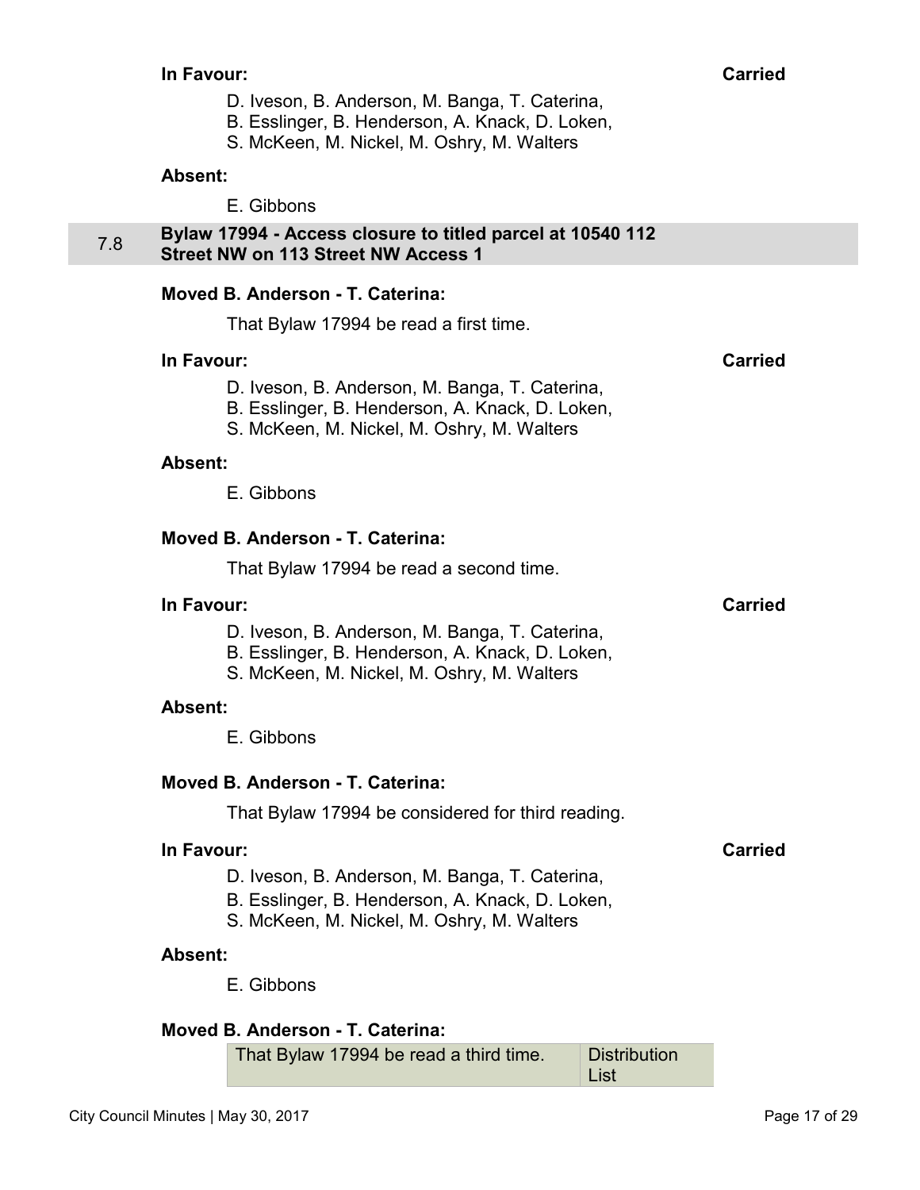**In Favour:** **Carried**

D. Iveson, B. Anderson, M. Banga, T. Caterina,
B. Esslinger, B. Henderson, A. Knack, D. Loken,
S. McKeen, M. Nickel, M. Oshry, M. Walters

**Absent:**

E. Gibbons

## 7.8 Bylaw 17994 - Access closure to titled parcel at 10540 112 Street NW on 113 Street NW Access 1

**Moved B. Anderson - T. Caterina:**

That Bylaw 17994 be read a first time.

**In Favour:** **Carried**

D. Iveson, B. Anderson, M. Banga, T. Caterina,
B. Esslinger, B. Henderson, A. Knack, D. Loken,
S. McKeen, M. Nickel, M. Oshry, M. Walters

**Absent:**

E. Gibbons

**Moved B. Anderson - T. Caterina:**

That Bylaw 17994 be read a second time.

**In Favour:** **Carried**

D. Iveson, B. Anderson, M. Banga, T. Caterina,
B. Esslinger, B. Henderson, A. Knack, D. Loken,
S. McKeen, M. Nickel, M. Oshry, M. Walters

**Absent:**

E. Gibbons

**Moved B. Anderson - T. Caterina:**

That Bylaw 17994 be considered for third reading.

**In Favour:** **Carried**

D. Iveson, B. Anderson, M. Banga, T. Caterina,
B. Esslinger, B. Henderson, A. Knack, D. Loken,
S. McKeen, M. Nickel, M. Oshry, M. Walters

**Absent:**

E. Gibbons

**Moved B. Anderson - T. Caterina:**

| That Bylaw 17994 be read a third time. | Distribution List |
|---|---|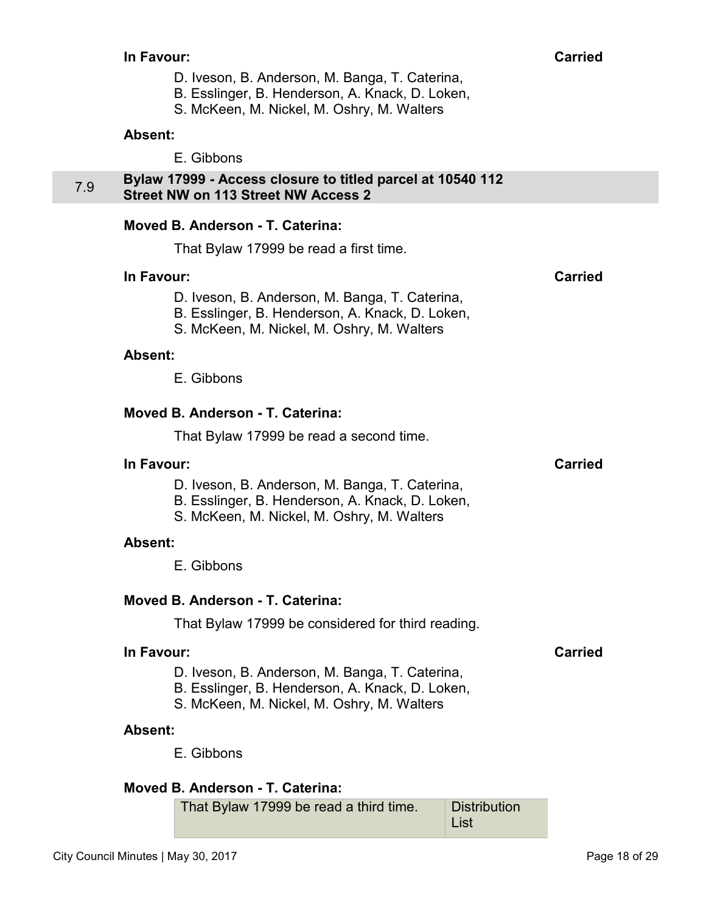**In Favour:** **Carried**

D. Iveson, B. Anderson, M. Banga, T. Caterina,
B. Esslinger, B. Henderson, A. Knack, D. Loken,
S. McKeen, M. Nickel, M. Oshry, M. Walters

**Absent:**

E. Gibbons

## 7.9 Bylaw 17999 - Access closure to titled parcel at 10540 112 Street NW on 113 Street NW Access 2

**Moved B. Anderson - T. Caterina:**

That Bylaw 17999 be read a first time.

**In Favour:** **Carried**

D. Iveson, B. Anderson, M. Banga, T. Caterina,
B. Esslinger, B. Henderson, A. Knack, D. Loken,
S. McKeen, M. Nickel, M. Oshry, M. Walters

**Absent:**

E. Gibbons

**Moved B. Anderson - T. Caterina:**

That Bylaw 17999 be read a second time.

**In Favour:** **Carried**

D. Iveson, B. Anderson, M. Banga, T. Caterina,
B. Esslinger, B. Henderson, A. Knack, D. Loken,
S. McKeen, M. Nickel, M. Oshry, M. Walters

**Absent:**

E. Gibbons

**Moved B. Anderson - T. Caterina:**

That Bylaw 17999 be considered for third reading.

**In Favour:** **Carried**

D. Iveson, B. Anderson, M. Banga, T. Caterina,
B. Esslinger, B. Henderson, A. Knack, D. Loken,
S. McKeen, M. Nickel, M. Oshry, M. Walters

**Absent:**

E. Gibbons

**Moved B. Anderson - T. Caterina:**

| That Bylaw 17999 be read a third time. | Distribution List |
| --- | --- |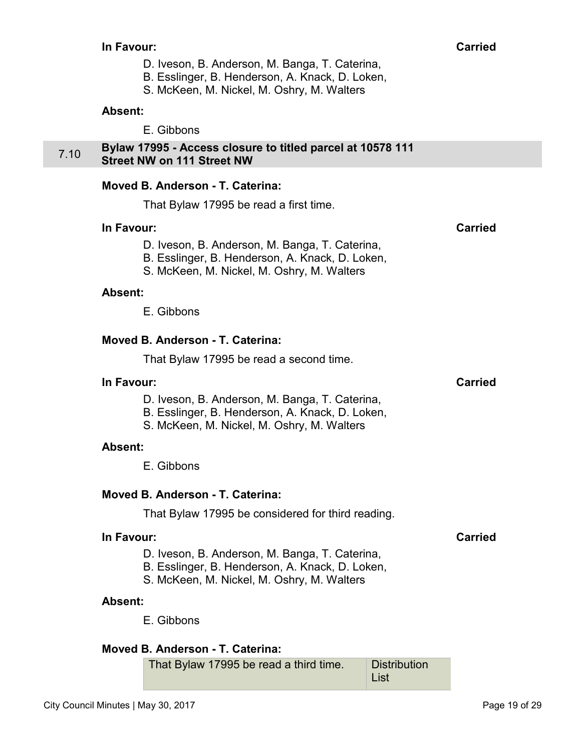**In Favour:** **Carried**

D. Iveson, B. Anderson, M. Banga, T. Caterina,
B. Esslinger, B. Henderson, A. Knack, D. Loken,
S. McKeen, M. Nickel, M. Oshry, M. Walters

**Absent:**

E. Gibbons

## 7.10 Bylaw 17995 - Access closure to titled parcel at 10578 111 Street NW on 111 Street NW

**Moved B. Anderson - T. Caterina:**

That Bylaw 17995 be read a first time.

**In Favour:** **Carried**

D. Iveson, B. Anderson, M. Banga, T. Caterina,
B. Esslinger, B. Henderson, A. Knack, D. Loken,
S. McKeen, M. Nickel, M. Oshry, M. Walters

**Absent:**

E. Gibbons

**Moved B. Anderson - T. Caterina:**

That Bylaw 17995 be read a second time.

**In Favour:** **Carried**

D. Iveson, B. Anderson, M. Banga, T. Caterina,
B. Esslinger, B. Henderson, A. Knack, D. Loken,
S. McKeen, M. Nickel, M. Oshry, M. Walters

**Absent:**

E. Gibbons

**Moved B. Anderson - T. Caterina:**

That Bylaw 17995 be considered for third reading.

**In Favour:** **Carried**

D. Iveson, B. Anderson, M. Banga, T. Caterina,
B. Esslinger, B. Henderson, A. Knack, D. Loken,
S. McKeen, M. Nickel, M. Oshry, M. Walters

**Absent:**

E. Gibbons

**Moved B. Anderson - T. Caterina:**

| That Bylaw 17995 be read a third time. | Distribution List |
|---|---|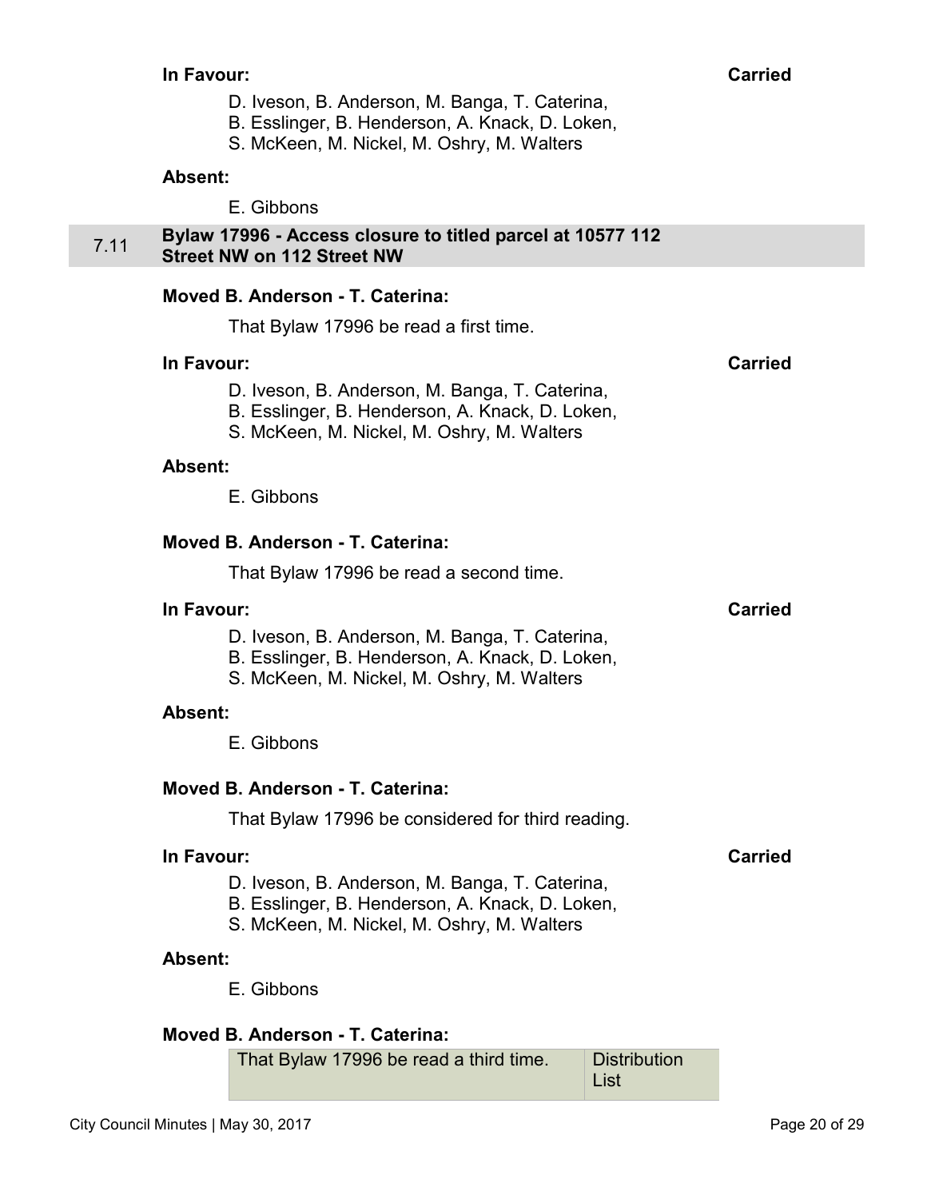**In Favour:** **Carried**

D. Iveson, B. Anderson, M. Banga, T. Caterina,
B. Esslinger, B. Henderson, A. Knack, D. Loken,
S. McKeen, M. Nickel, M. Oshry, M. Walters

**Absent:**

E. Gibbons

## 7.11 Bylaw 17996 - Access closure to titled parcel at 10577 112 Street NW on 112 Street NW

**Moved B. Anderson - T. Caterina:**

That Bylaw 17996 be read a first time.

**In Favour:** **Carried**

D. Iveson, B. Anderson, M. Banga, T. Caterina,
B. Esslinger, B. Henderson, A. Knack, D. Loken,
S. McKeen, M. Nickel, M. Oshry, M. Walters

**Absent:**

E. Gibbons

**Moved B. Anderson - T. Caterina:**

That Bylaw 17996 be read a second time.

**In Favour:** **Carried**

D. Iveson, B. Anderson, M. Banga, T. Caterina,
B. Esslinger, B. Henderson, A. Knack, D. Loken,
S. McKeen, M. Nickel, M. Oshry, M. Walters

**Absent:**

E. Gibbons

**Moved B. Anderson - T. Caterina:**

That Bylaw 17996 be considered for third reading.

**In Favour:** **Carried**

D. Iveson, B. Anderson, M. Banga, T. Caterina,
B. Esslinger, B. Henderson, A. Knack, D. Loken,
S. McKeen, M. Nickel, M. Oshry, M. Walters

**Absent:**

E. Gibbons

**Moved B. Anderson - T. Caterina:**

| That Bylaw 17996 be read a third time. | Distribution List |
|---|---|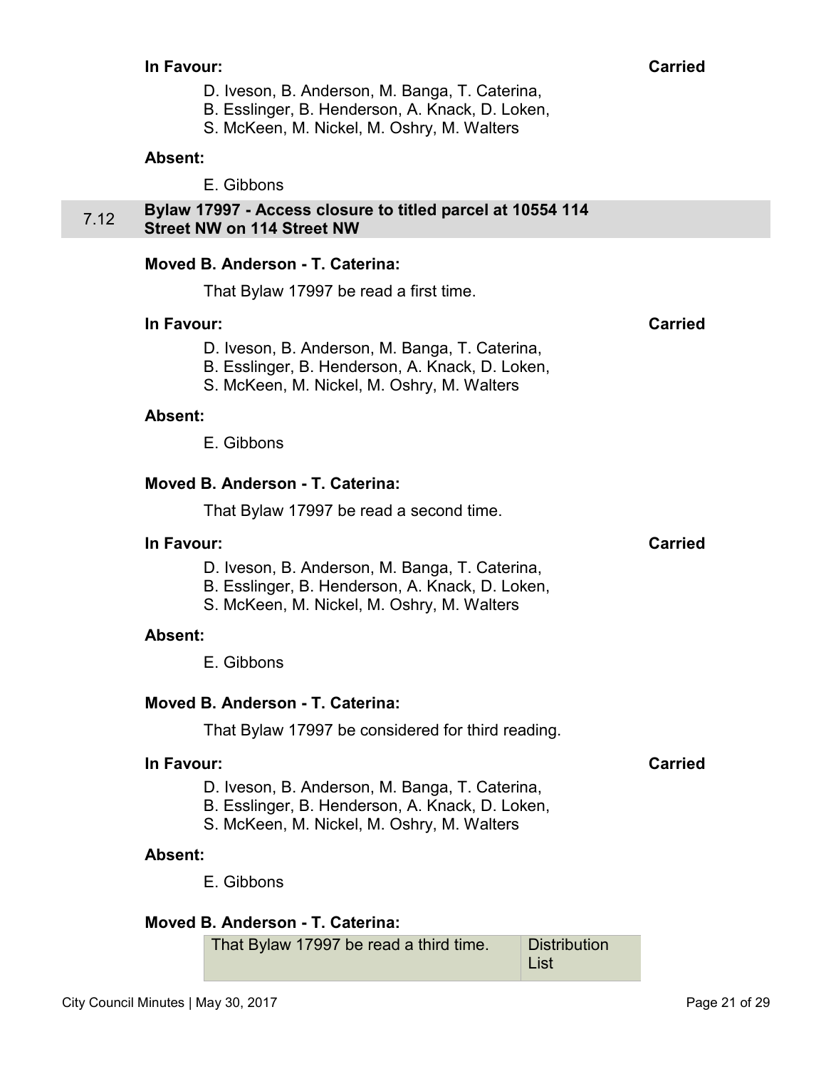**In Favour:** **Carried**

D. Iveson, B. Anderson, M. Banga, T. Caterina,
B. Esslinger, B. Henderson, A. Knack, D. Loken,
S. McKeen, M. Nickel, M. Oshry, M. Walters

**Absent:**

E. Gibbons

## 7.12 Bylaw 17997 - Access closure to titled parcel at 10554 114 Street NW on 114 Street NW

**Moved B. Anderson - T. Caterina:**

That Bylaw 17997 be read a first time.

**In Favour:** **Carried**

D. Iveson, B. Anderson, M. Banga, T. Caterina,
B. Esslinger, B. Henderson, A. Knack, D. Loken,
S. McKeen, M. Nickel, M. Oshry, M. Walters

**Absent:**

E. Gibbons

**Moved B. Anderson - T. Caterina:**

That Bylaw 17997 be read a second time.

**In Favour:** **Carried**

D. Iveson, B. Anderson, M. Banga, T. Caterina,
B. Esslinger, B. Henderson, A. Knack, D. Loken,
S. McKeen, M. Nickel, M. Oshry, M. Walters

**Absent:**

E. Gibbons

**Moved B. Anderson - T. Caterina:**

That Bylaw 17997 be considered for third reading.

**In Favour:** **Carried**

D. Iveson, B. Anderson, M. Banga, T. Caterina,
B. Esslinger, B. Henderson, A. Knack, D. Loken,
S. McKeen, M. Nickel, M. Oshry, M. Walters

**Absent:**

E. Gibbons

**Moved B. Anderson - T. Caterina:**

| That Bylaw 17997 be read a third time. | Distribution List |
|---|---|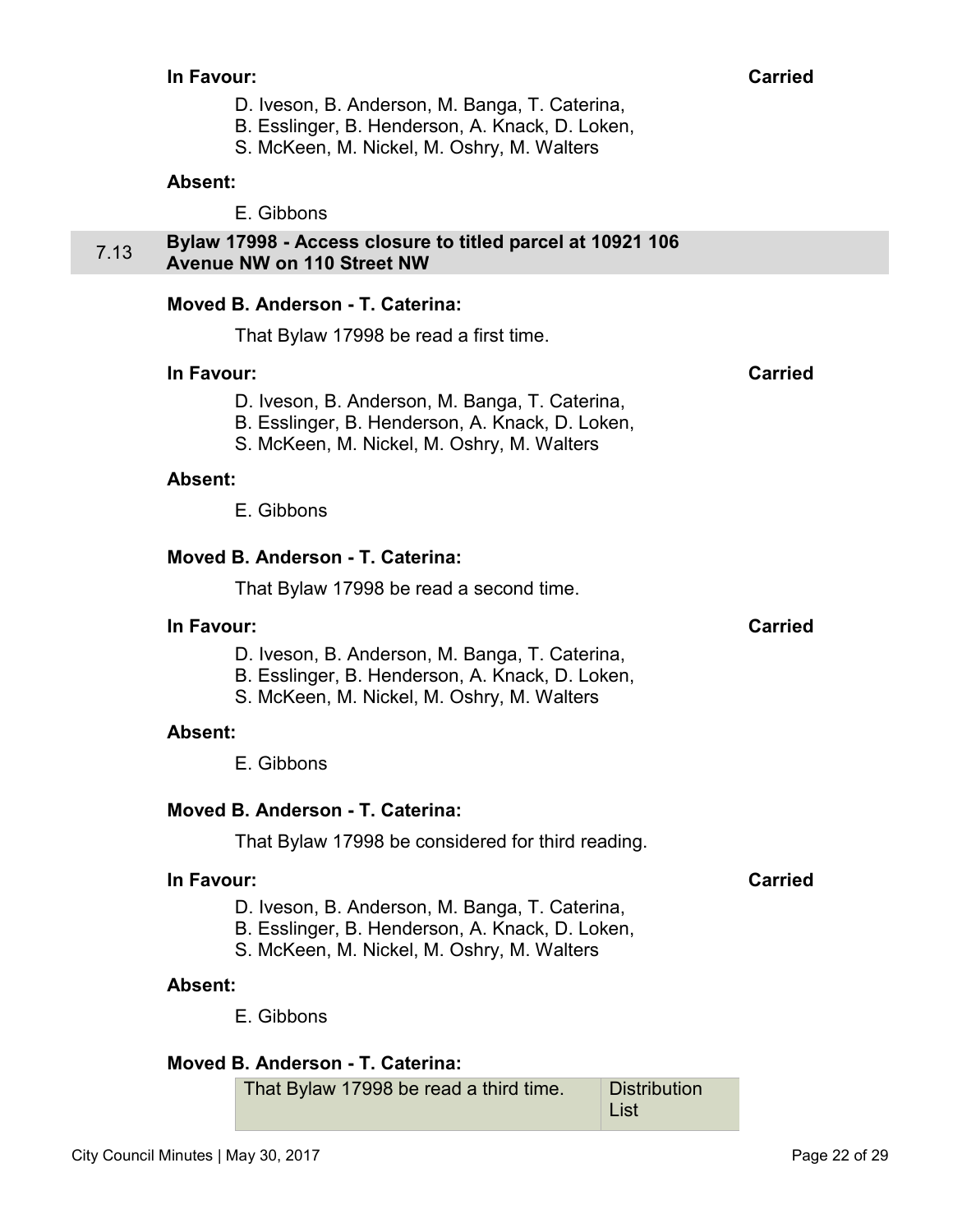**In Favour:** **Carried**

D. Iveson, B. Anderson, M. Banga, T. Caterina,
B. Esslinger, B. Henderson, A. Knack, D. Loken,
S. McKeen, M. Nickel, M. Oshry, M. Walters

**Absent:**

E. Gibbons

## 7.13 Bylaw 17998 - Access closure to titled parcel at 10921 106 Avenue NW on 110 Street NW

**Moved B. Anderson - T. Caterina:**

That Bylaw 17998 be read a first time.

**In Favour:** **Carried**

D. Iveson, B. Anderson, M. Banga, T. Caterina,
B. Esslinger, B. Henderson, A. Knack, D. Loken,
S. McKeen, M. Nickel, M. Oshry, M. Walters

**Absent:**

E. Gibbons

**Moved B. Anderson - T. Caterina:**

That Bylaw 17998 be read a second time.

**In Favour:** **Carried**

D. Iveson, B. Anderson, M. Banga, T. Caterina,
B. Esslinger, B. Henderson, A. Knack, D. Loken,
S. McKeen, M. Nickel, M. Oshry, M. Walters

**Absent:**

E. Gibbons

**Moved B. Anderson - T. Caterina:**

That Bylaw 17998 be considered for third reading.

**In Favour:** **Carried**

D. Iveson, B. Anderson, M. Banga, T. Caterina,
B. Esslinger, B. Henderson, A. Knack, D. Loken,
S. McKeen, M. Nickel, M. Oshry, M. Walters

**Absent:**

E. Gibbons

**Moved B. Anderson - T. Caterina:**

| That Bylaw 17998 be read a third time. | Distribution List |
|---|---|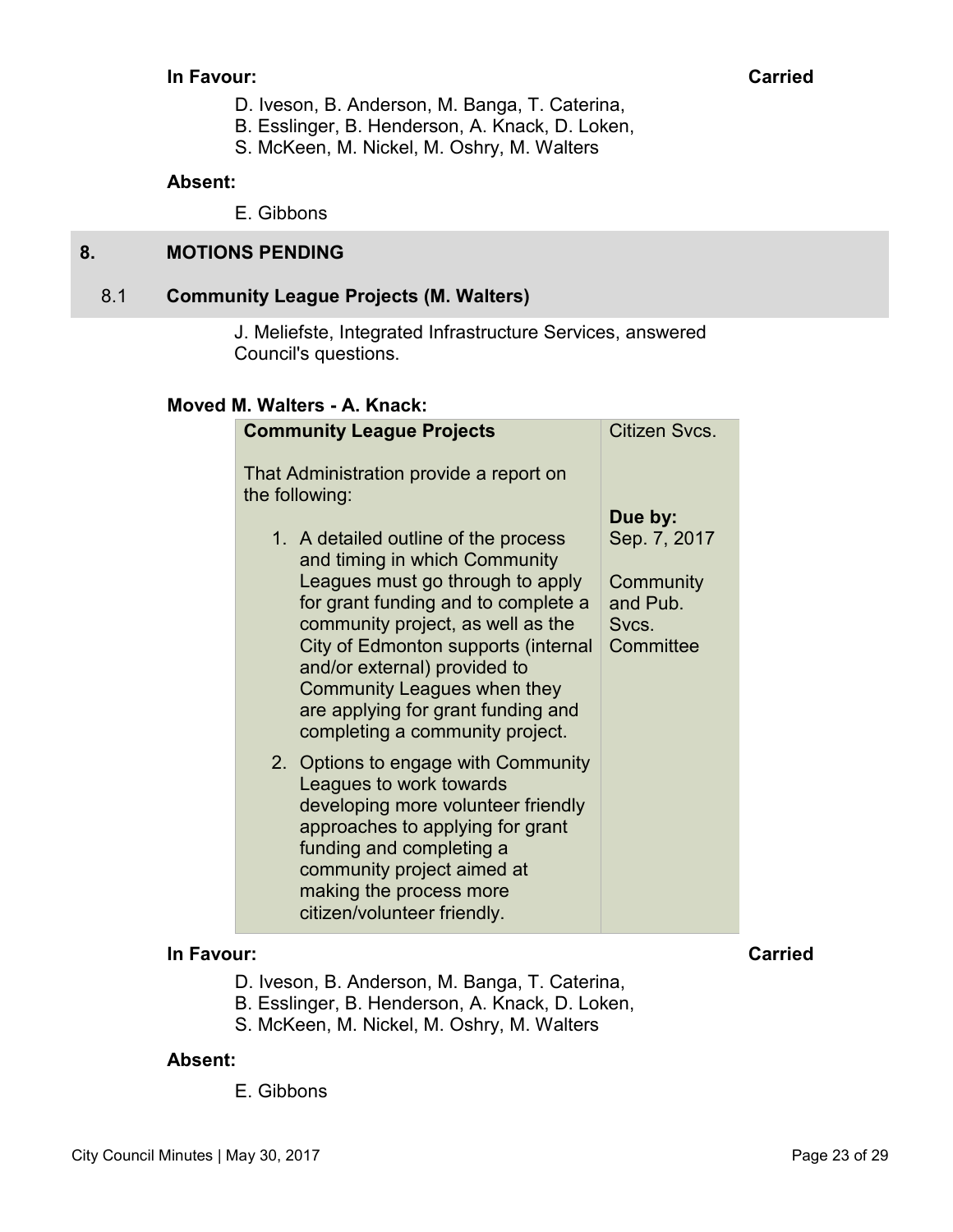**In Favour:** **Carried**

D. Iveson, B. Anderson, M. Banga, T. Caterina,
B. Esslinger, B. Henderson, A. Knack, D. Loken,
S. McKeen, M. Nickel, M. Oshry, M. Walters

**Absent:**

E. Gibbons

## 8. MOTIONS PENDING

### 8.1 Community League Projects (M. Walters)

J. Meliefste, Integrated Infrastructure Services, answered Council's questions.

**Moved M. Walters - A. Knack:**

| **Community League Projects** | Citizen Svcs. |
|---|---|
| That Administration provide a report on the following:<br><br>1. A detailed outline of the process and timing in which Community Leagues must go through to apply for grant funding and to complete a community project, as well as the City of Edmonton supports (internal and/or external) provided to Community Leagues when they are applying for grant funding and completing a community project.<br>2. Options to engage with Community Leagues to work towards developing more volunteer friendly approaches to applying for grant funding and completing a community project aimed at making the process more citizen/volunteer friendly. | **Due by:** Sep. 7, 2017<br><br>Community and Pub. Svcs. Committee |

**In Favour:** **Carried**

D. Iveson, B. Anderson, M. Banga, T. Caterina,
B. Esslinger, B. Henderson, A. Knack, D. Loken,
S. McKeen, M. Nickel, M. Oshry, M. Walters

**Absent:**

E. Gibbons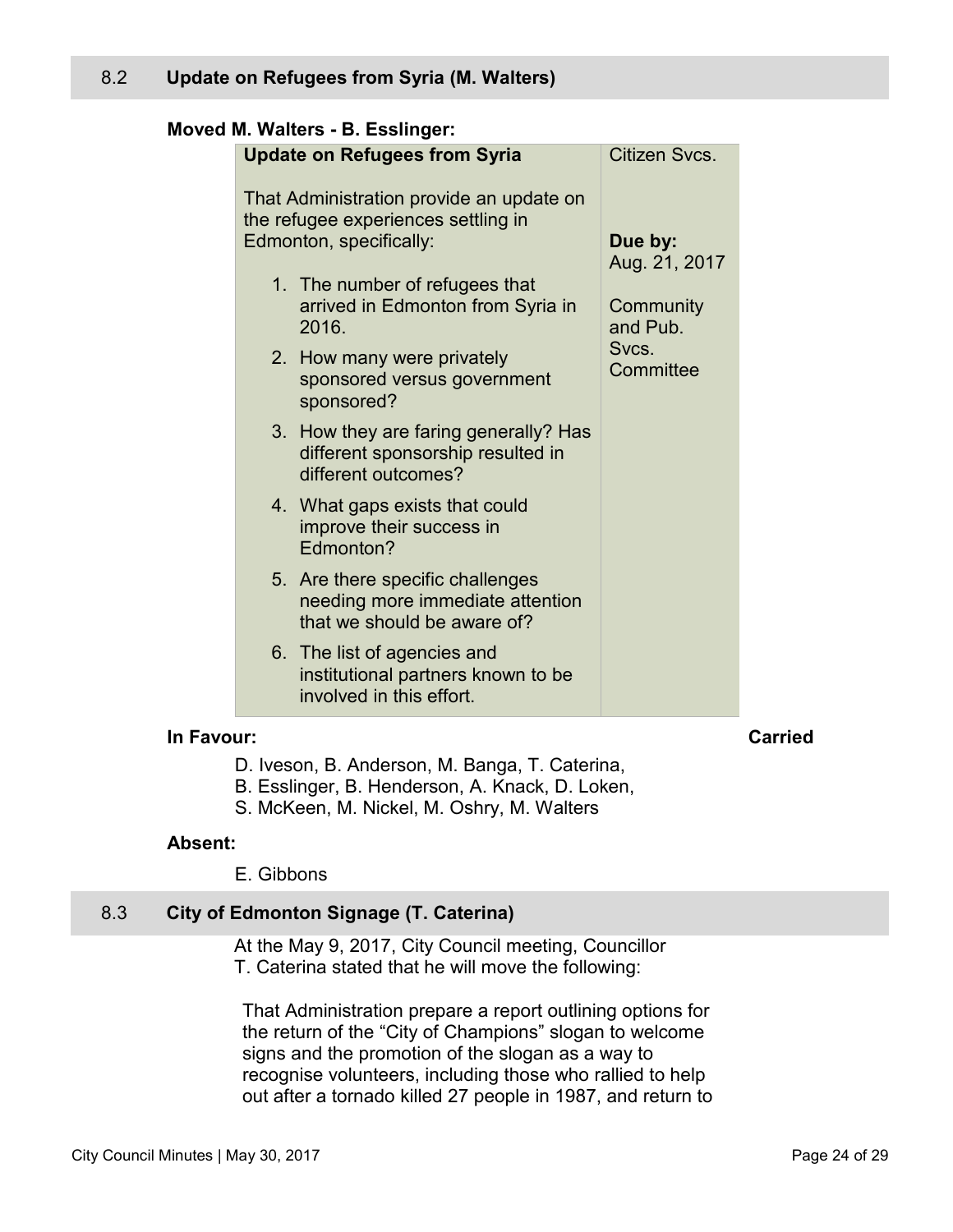## 8.2 Update on Refugees from Syria (M. Walters)

**Moved M. Walters - B. Esslinger:**

| **Update on Refugees from Syria**<br><br>That Administration provide an update on the refugee experiences settling in Edmonton, specifically:<br><br>1. The number of refugees that arrived in Edmonton from Syria in 2016.<br>2. How many were privately sponsored versus government sponsored?<br>3. How they are faring generally? Has different sponsorship resulted in different outcomes?<br>4. What gaps exists that could improve their success in Edmonton?<br>5. Are there specific challenges needing more immediate attention that we should be aware of?<br>6. The list of agencies and institutional partners known to be involved in this effort. | Citizen Svcs.<br><br>**Due by:**<br>Aug. 21, 2017<br><br>Community and Pub. Svcs. Committee |
|---|---|

**In Favour:** **Carried**

D. Iveson, B. Anderson, M. Banga, T. Caterina, B. Esslinger, B. Henderson, A. Knack, D. Loken, S. McKeen, M. Nickel, M. Oshry, M. Walters

**Absent:**

E. Gibbons

## 8.3 City of Edmonton Signage (T. Caterina)

At the May 9, 2017, City Council meeting, Councillor T. Caterina stated that he will move the following:

That Administration prepare a report outlining options for the return of the "City of Champions" slogan to welcome signs and the promotion of the slogan as a way to recognise volunteers, including those who rallied to help out after a tornado killed 27 people in 1987, and return to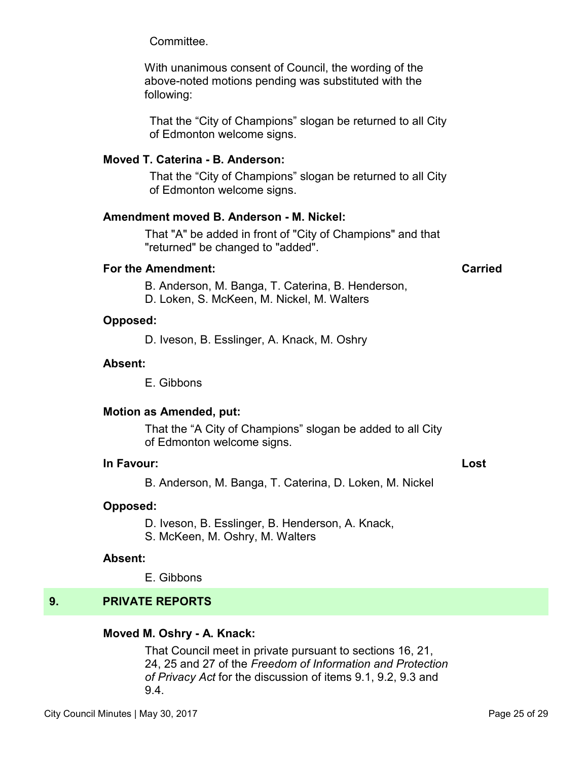Committee.

With unanimous consent of Council, the wording of the above-noted motions pending was substituted with the following:

That the "City of Champions" slogan be returned to all City of Edmonton welcome signs.

**Moved T. Caterina - B. Anderson:**

That the "City of Champions" slogan be returned to all City of Edmonton welcome signs.

**Amendment moved B. Anderson - M. Nickel:**

That "A" be added in front of "City of Champions" and that "returned" be changed to "added".

**For the Amendment:** **Carried**

B. Anderson, M. Banga, T. Caterina, B. Henderson, D. Loken, S. McKeen, M. Nickel, M. Walters

**Opposed:**

D. Iveson, B. Esslinger, A. Knack, M. Oshry

**Absent:**

E. Gibbons

**Motion as Amended, put:**

That the "A City of Champions" slogan be added to all City of Edmonton welcome signs.

**In Favour:** **Lost**

B. Anderson, M. Banga, T. Caterina, D. Loken, M. Nickel

**Opposed:**

D. Iveson, B. Esslinger, B. Henderson, A. Knack, S. McKeen, M. Oshry, M. Walters

**Absent:**

E. Gibbons

## 9. PRIVATE REPORTS

**Moved M. Oshry - A. Knack:**

That Council meet in private pursuant to sections 16, 21, 24, 25 and 27 of the *Freedom of Information and Protection of Privacy Act* for the discussion of items 9.1, 9.2, 9.3 and 9.4.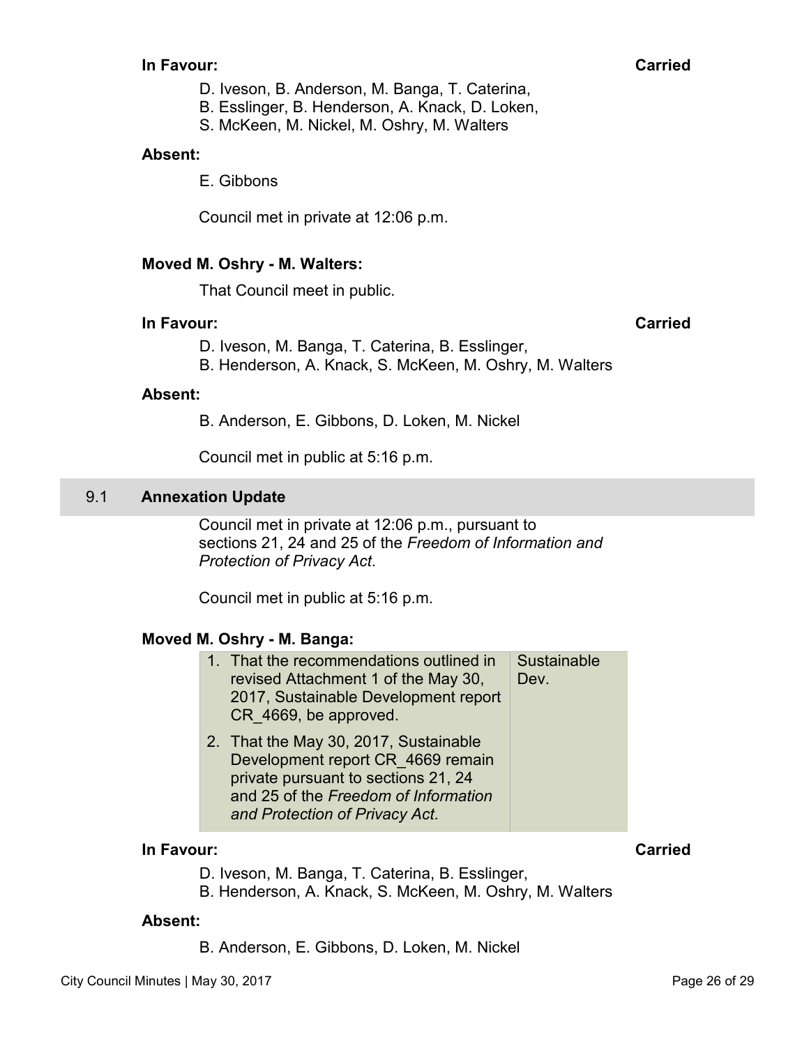**In Favour:** **Carried**

D. Iveson, B. Anderson, M. Banga, T. Caterina,
B. Esslinger, B. Henderson, A. Knack, D. Loken,
S. McKeen, M. Nickel, M. Oshry, M. Walters

**Absent:**

E. Gibbons

Council met in private at 12:06 p.m.

**Moved M. Oshry - M. Walters:**

That Council meet in public.

**In Favour:** **Carried**

D. Iveson, M. Banga, T. Caterina, B. Esslinger,
B. Henderson, A. Knack, S. McKeen, M. Oshry, M. Walters

**Absent:**

B. Anderson, E. Gibbons, D. Loken, M. Nickel

Council met in public at 5:16 p.m.

## 9.1 Annexation Update

Council met in private at 12:06 p.m., pursuant to sections 21, 24 and 25 of the *Freedom of Information and Protection of Privacy Act*.

Council met in public at 5:16 p.m.

**Moved M. Oshry - M. Banga:**

| | |
|---|---|
| 1. That the recommendations outlined in revised Attachment 1 of the May 30, 2017, Sustainable Development report CR_4669, be approved. | Sustainable Dev. |
| 2. That the May 30, 2017, Sustainable Development report CR_4669 remain private pursuant to sections 21, 24 and 25 of the *Freedom of Information and Protection of Privacy Act*. | |

**In Favour:** **Carried**

D. Iveson, M. Banga, T. Caterina, B. Esslinger,
B. Henderson, A. Knack, S. McKeen, M. Oshry, M. Walters

**Absent:**

B. Anderson, E. Gibbons, D. Loken, M. Nickel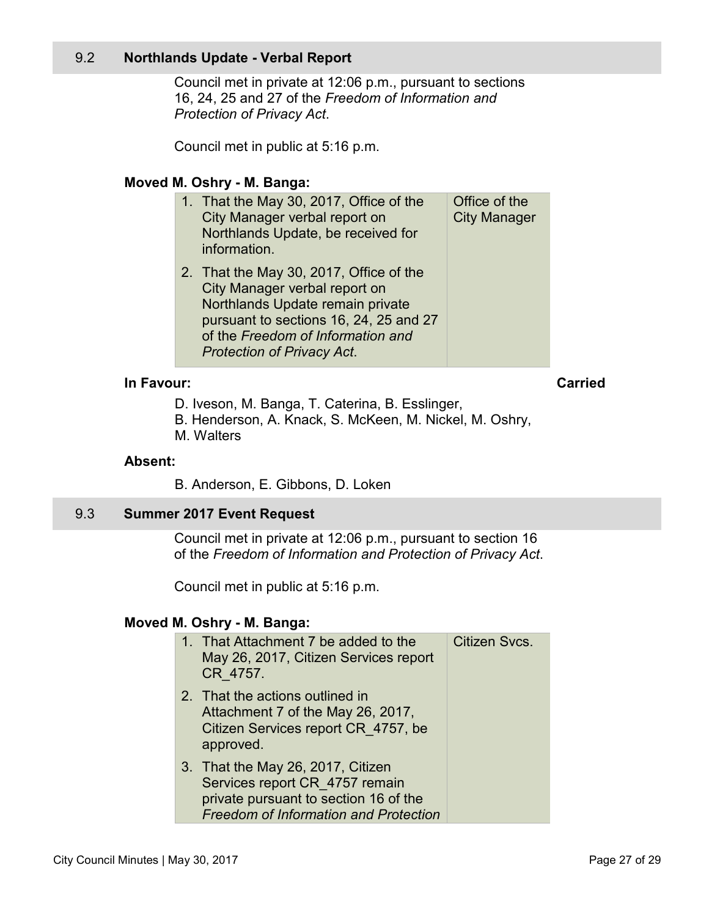## 9.2 Northlands Update - Verbal Report

Council met in private at 12:06 p.m., pursuant to sections 16, 24, 25 and 27 of the *Freedom of Information and Protection of Privacy Act*.

Council met in public at 5:16 p.m.

**Moved M. Oshry - M. Banga:**

| | |
|---|---|
| 1. That the May 30, 2017, Office of the City Manager verbal report on Northlands Update, be received for information. | Office of the City Manager |
| 2. That the May 30, 2017, Office of the City Manager verbal report on Northlands Update remain private pursuant to sections 16, 24, 25 and 27 of the *Freedom of Information and Protection of Privacy Act*. | |

**In Favour:** **Carried**

D. Iveson, M. Banga, T. Caterina, B. Esslinger, B. Henderson, A. Knack, S. McKeen, M. Nickel, M. Oshry, M. Walters

**Absent:**

B. Anderson, E. Gibbons, D. Loken

## 9.3 Summer 2017 Event Request

Council met in private at 12:06 p.m., pursuant to section 16 of the *Freedom of Information and Protection of Privacy Act*.

Council met in public at 5:16 p.m.

**Moved M. Oshry - M. Banga:**

| | |
|---|---|
| 1. That Attachment 7 be added to the May 26, 2017, Citizen Services report CR_4757. | Citizen Svcs. |
| 2. That the actions outlined in Attachment 7 of the May 26, 2017, Citizen Services report CR_4757, be approved. | |
| 3. That the May 26, 2017, Citizen Services report CR_4757 remain private pursuant to section 16 of the *Freedom of Information and Protection* | |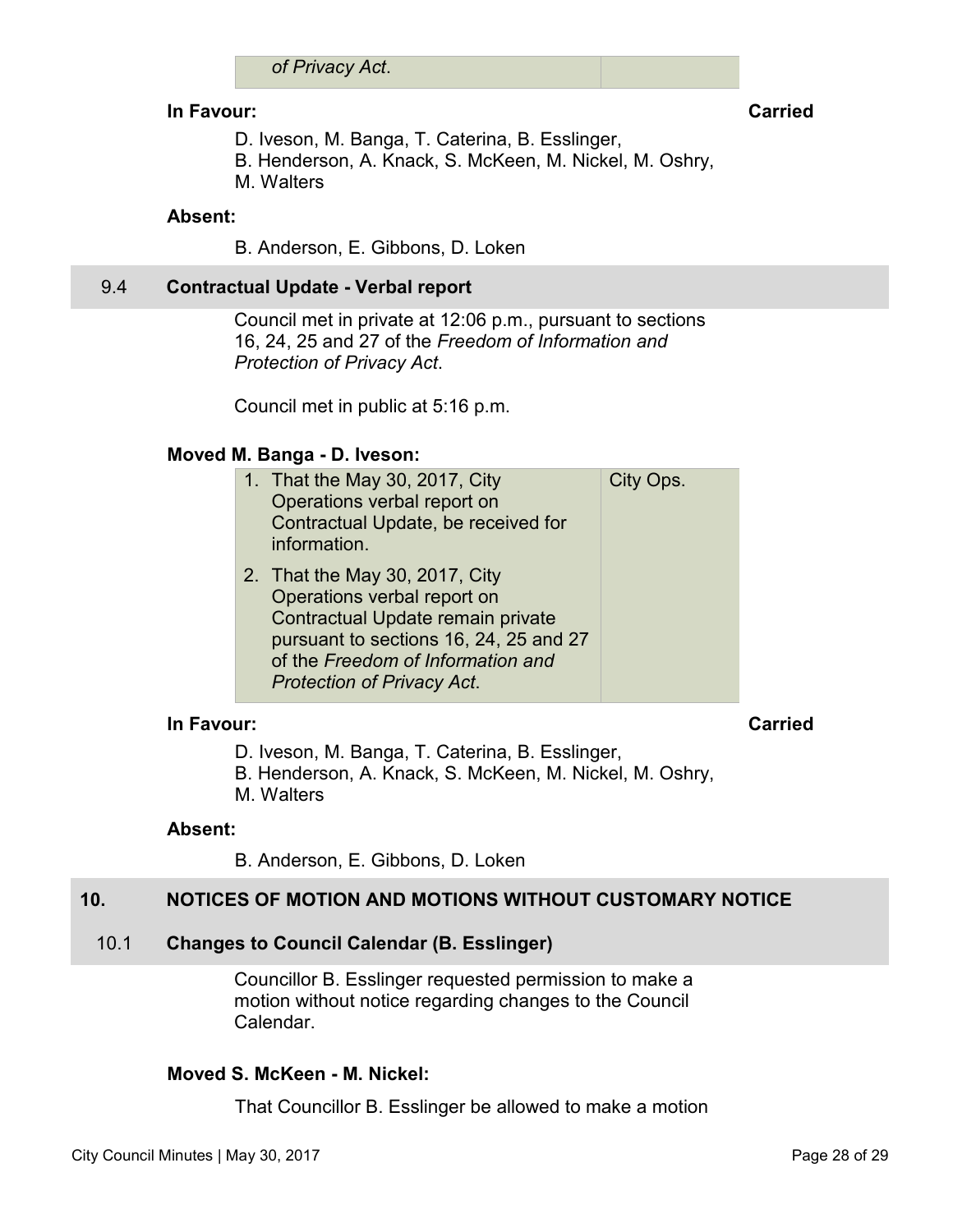| *of Privacy Act*. | |
|---|---|

**In Favour:** **Carried**

D. Iveson, M. Banga, T. Caterina, B. Esslinger, B. Henderson, A. Knack, S. McKeen, M. Nickel, M. Oshry, M. Walters

**Absent:**

B. Anderson, E. Gibbons, D. Loken

### 9.4 Contractual Update - Verbal report

Council met in private at 12:06 p.m., pursuant to sections 16, 24, 25 and 27 of the *Freedom of Information and Protection of Privacy Act*.

Council met in public at 5:16 p.m.

**Moved M. Banga - D. Iveson:**

| | |
|---|---|
| 1. That the May 30, 2017, City Operations verbal report on Contractual Update, be received for information. | City Ops. |
| 2. That the May 30, 2017, City Operations verbal report on Contractual Update remain private pursuant to sections 16, 24, 25 and 27 of the *Freedom of Information and Protection of Privacy Act*. | |

**In Favour:** **Carried**

D. Iveson, M. Banga, T. Caterina, B. Esslinger, B. Henderson, A. Knack, S. McKeen, M. Nickel, M. Oshry, M. Walters

**Absent:**

B. Anderson, E. Gibbons, D. Loken

## 10. NOTICES OF MOTION AND MOTIONS WITHOUT CUSTOMARY NOTICE

### 10.1 Changes to Council Calendar (B. Esslinger)

Councillor B. Esslinger requested permission to make a motion without notice regarding changes to the Council Calendar.

**Moved S. McKeen - M. Nickel:**

That Councillor B. Esslinger be allowed to make a motion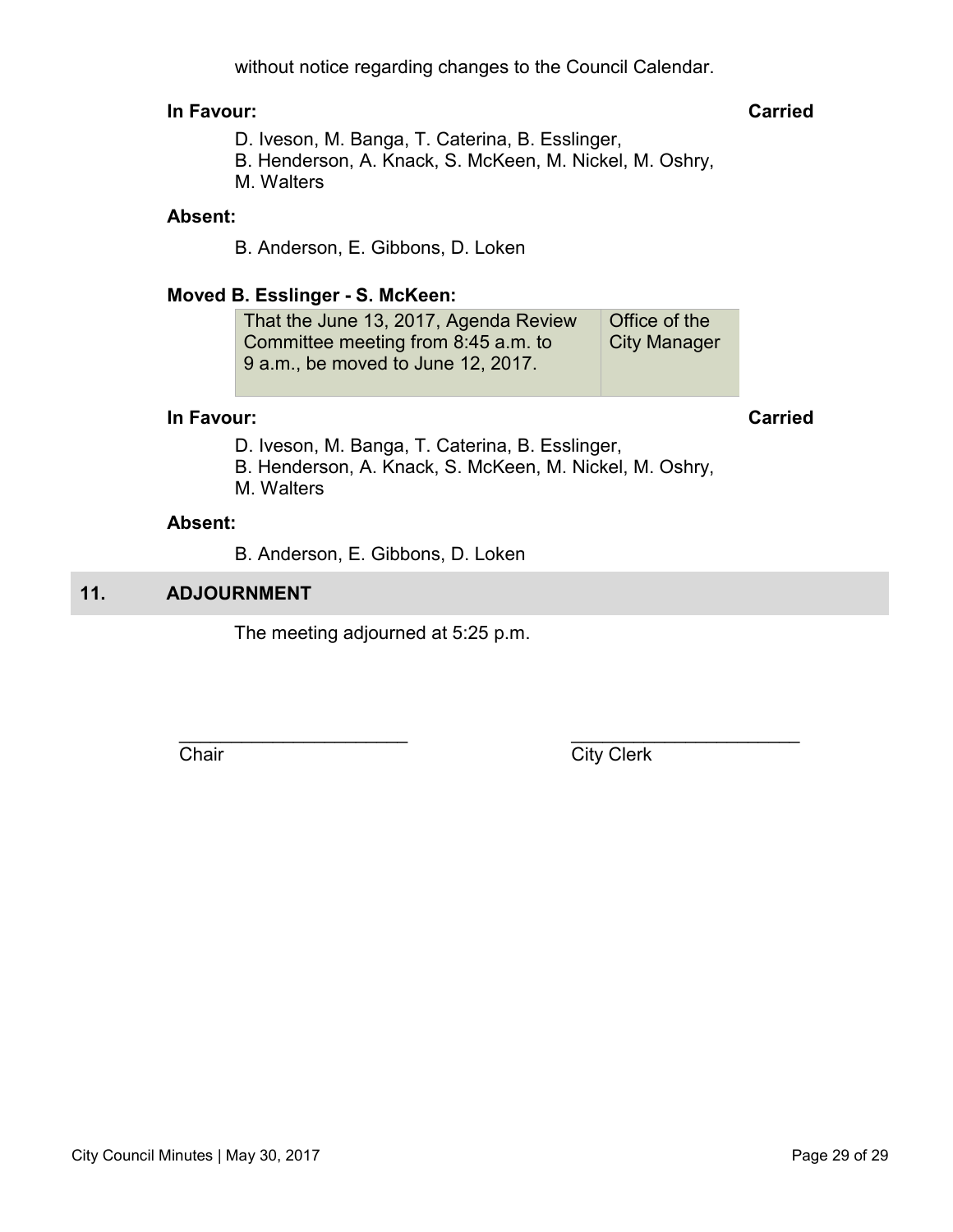without notice regarding changes to the Council Calendar.

**In Favour:** **Carried**

D. Iveson, M. Banga, T. Caterina, B. Esslinger, B. Henderson, A. Knack, S. McKeen, M. Nickel, M. Oshry, M. Walters

**Absent:**

B. Anderson, E. Gibbons, D. Loken

**Moved B. Esslinger - S. McKeen:**

| | |
|---|---|
| That the June 13, 2017, Agenda Review Committee meeting from 8:45 a.m. to 9 a.m., be moved to June 12, 2017. | Office of the City Manager |

**In Favour:** **Carried**

D. Iveson, M. Banga, T. Caterina, B. Esslinger, B. Henderson, A. Knack, S. McKeen, M. Nickel, M. Oshry, M. Walters

**Absent:**

B. Anderson, E. Gibbons, D. Loken

## 11. ADJOURNMENT

The meeting adjourned at 5:25 p.m.

______________________ ______________________

Chair City Clerk